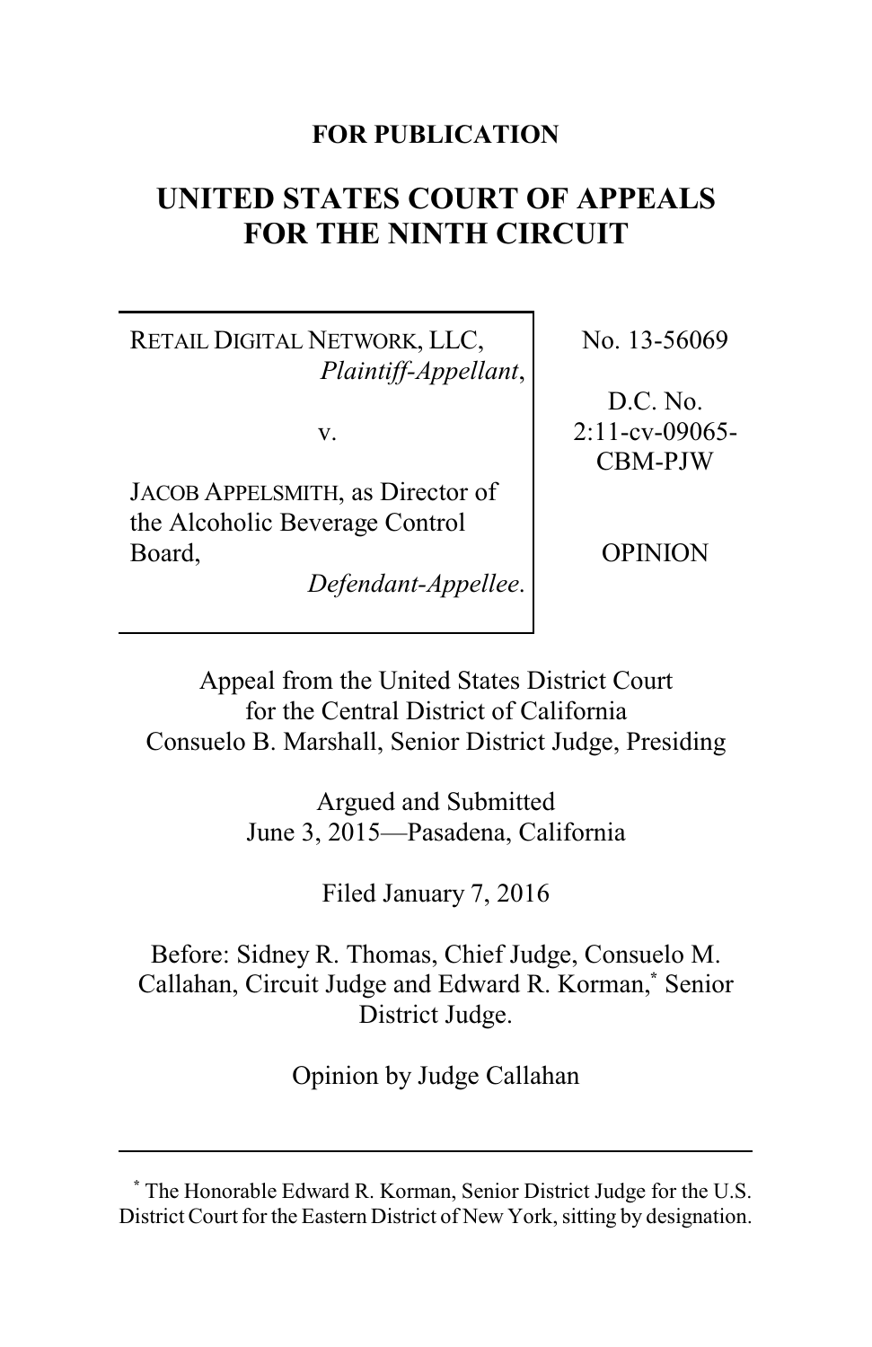**FOR PUBLICATION**

# UNITED STATES COURT OF APPEALS FOR THE NINTH CIRCUIT

| | |
|---|---|
| RETAIL DIGITAL NETWORK, LLC, *Plaintiff-Appellant*, v. JACOB APPELSMITH, as Director of the Alcoholic Beverage Control Board, *Defendant-Appellee*. | No. 13-56069 D.C. No. 2:11-cv-09065-CBM-PJW OPINION |

Appeal from the United States District Court for the Central District of California
Consuelo B. Marshall, Senior District Judge, Presiding

Argued and Submitted
June 3, 2015—Pasadena, California

Filed January 7, 2016

Before: Sidney R. Thomas, Chief Judge, Consuelo M. Callahan, Circuit Judge and Edward R. Korman,* Senior District Judge.

Opinion by Judge Callahan

---

* The Honorable Edward R. Korman, Senior District Judge for the U.S. District Court for the Eastern District of New York, sitting by designation.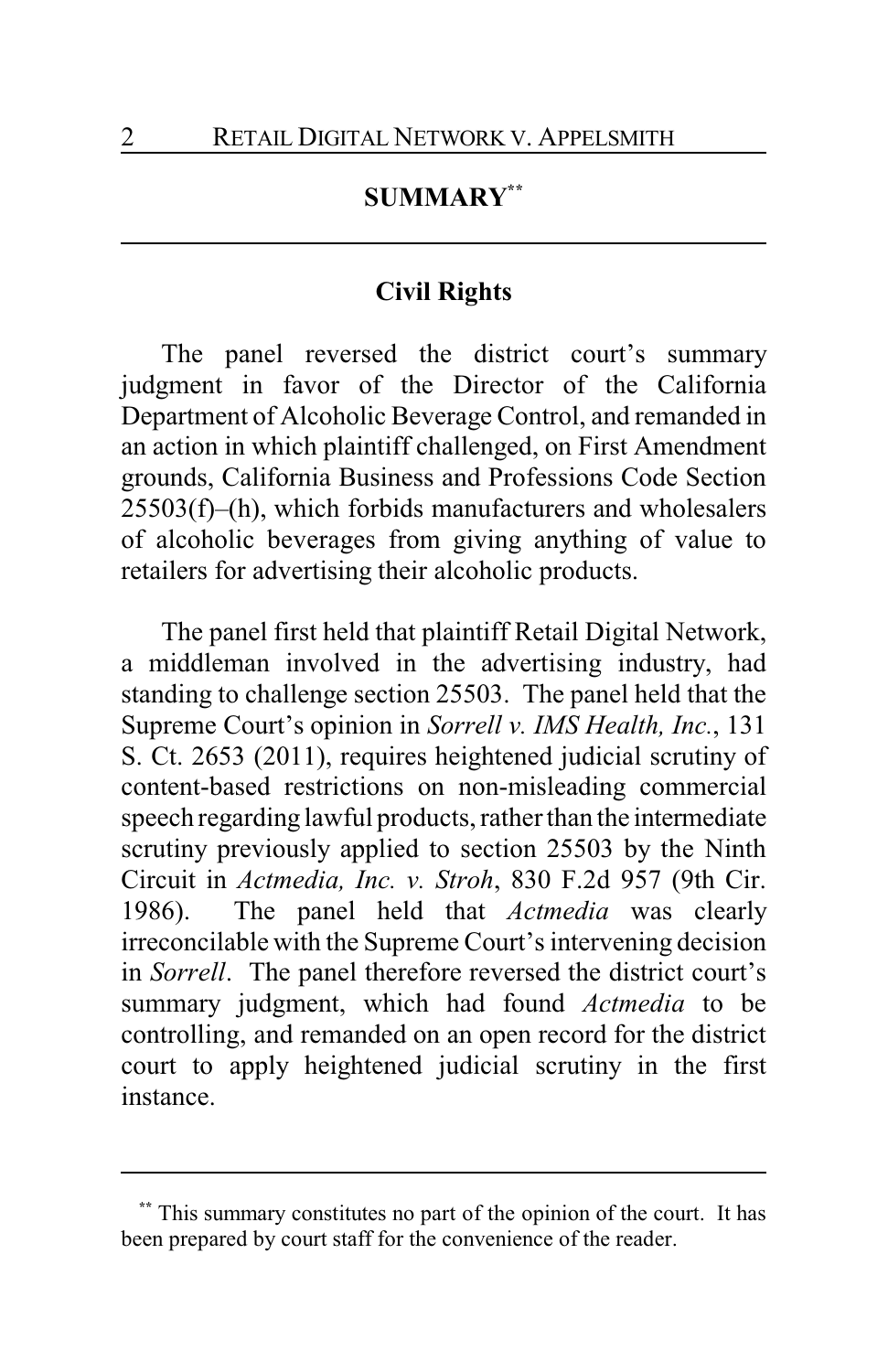## SUMMARY[**]

### Civil Rights

The panel reversed the district court's summary judgment in favor of the Director of the California Department of Alcoholic Beverage Control, and remanded in an action in which plaintiff challenged, on First Amendment grounds, California Business and Professions Code Section 25503(f)–(h), which forbids manufacturers and wholesalers of alcoholic beverages from giving anything of value to retailers for advertising their alcoholic products.

The panel first held that plaintiff Retail Digital Network, a middleman involved in the advertising industry, had standing to challenge section 25503. The panel held that the Supreme Court's opinion in *Sorrell v. IMS Health, Inc.*, 131 S. Ct. 2653 (2011), requires heightened judicial scrutiny of content-based restrictions on non-misleading commercial speech regarding lawful products, rather than the intermediate scrutiny previously applied to section 25503 by the Ninth Circuit in *Actmedia, Inc. v. Stroh*, 830 F.2d 957 (9th Cir. 1986). The panel held that *Actmedia* was clearly irreconcilable with the Supreme Court's intervening decision in *Sorrell*. The panel therefore reversed the district court's summary judgment, which had found *Actmedia* to be controlling, and remanded on an open record for the district court to apply heightened judicial scrutiny in the first instance.

---

[**] This summary constitutes no part of the opinion of the court. It has been prepared by court staff for the convenience of the reader.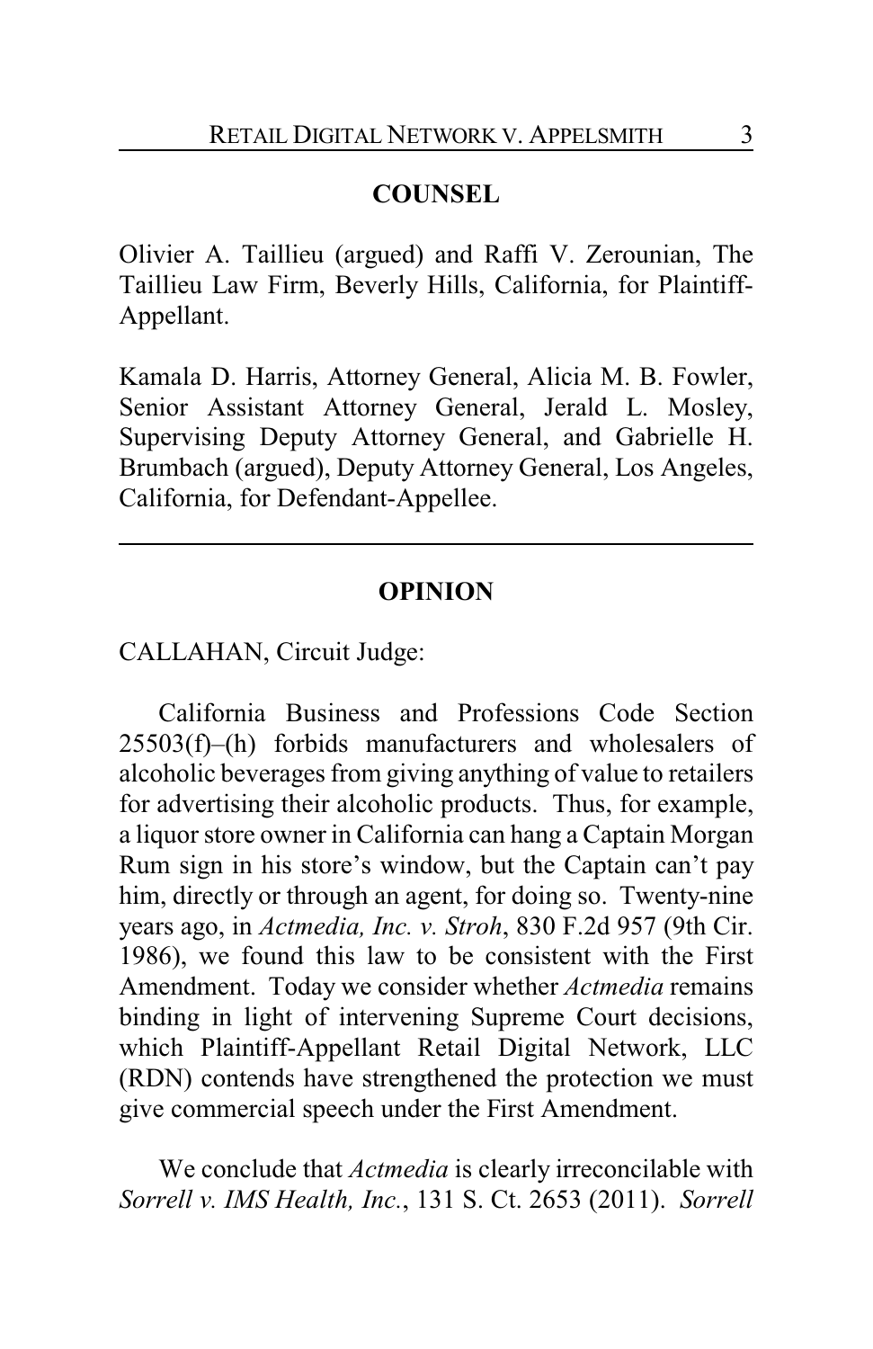## COUNSEL

Olivier A. Taillieu (argued) and Raffi V. Zerounian, The Taillieu Law Firm, Beverly Hills, California, for Plaintiff-Appellant.

Kamala D. Harris, Attorney General, Alicia M. B. Fowler, Senior Assistant Attorney General, Jerald L. Mosley, Supervising Deputy Attorney General, and Gabrielle H. Brumbach (argued), Deputy Attorney General, Los Angeles, California, for Defendant-Appellee.

---

## OPINION

CALLAHAN, Circuit Judge:

California Business and Professions Code Section 25503(f)–(h) forbids manufacturers and wholesalers of alcoholic beverages from giving anything of value to retailers for advertising their alcoholic products. Thus, for example, a liquor store owner in California can hang a Captain Morgan Rum sign in his store's window, but the Captain can't pay him, directly or through an agent, for doing so. Twenty-nine years ago, in *Actmedia, Inc. v. Stroh*, 830 F.2d 957 (9th Cir. 1986), we found this law to be consistent with the First Amendment. Today we consider whether *Actmedia* remains binding in light of intervening Supreme Court decisions, which Plaintiff-Appellant Retail Digital Network, LLC (RDN) contends have strengthened the protection we must give commercial speech under the First Amendment.

We conclude that *Actmedia* is clearly irreconcilable with *Sorrell v. IMS Health, Inc.*, 131 S. Ct. 2653 (2011). *Sorrell*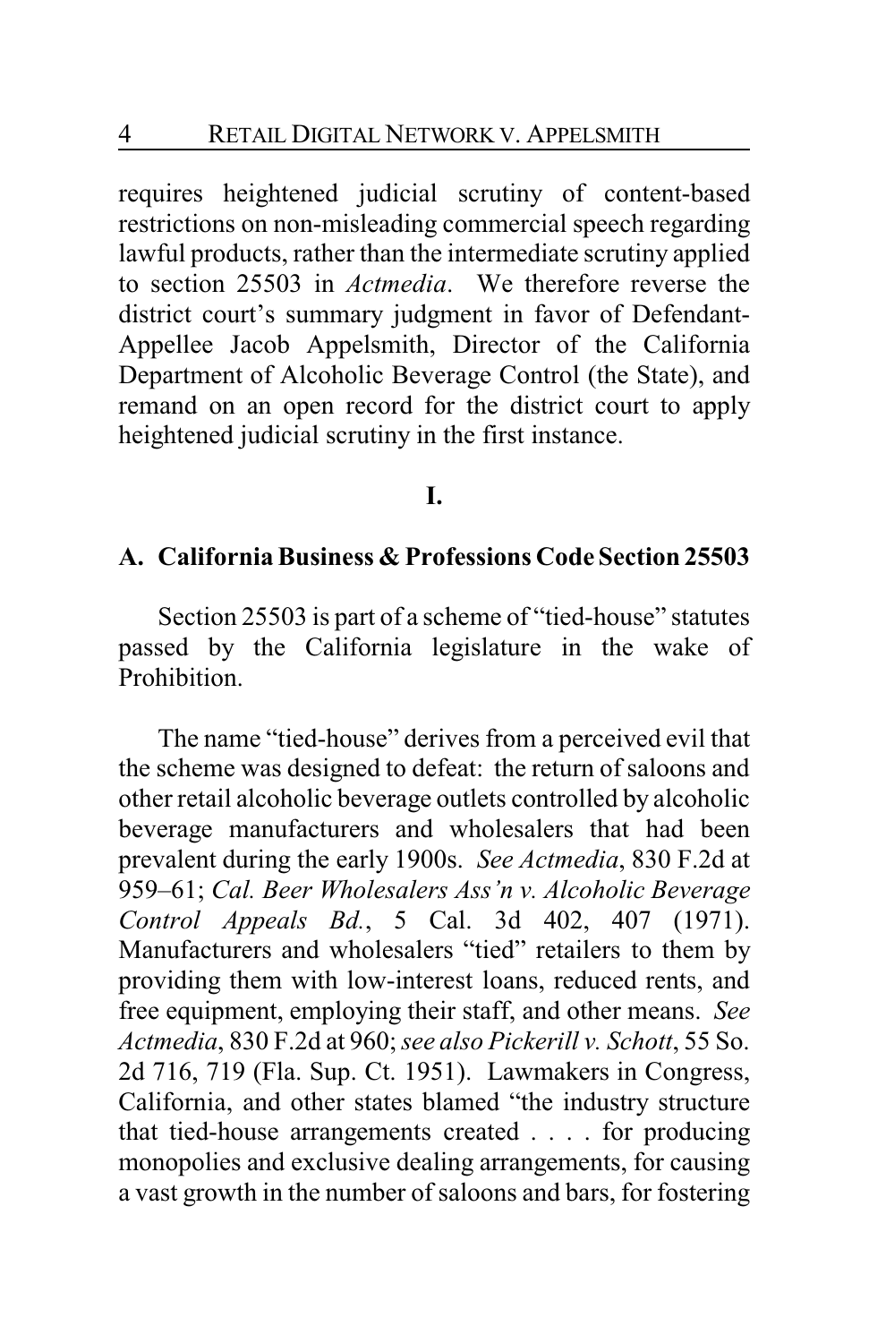requires heightened judicial scrutiny of content-based restrictions on non-misleading commercial speech regarding lawful products, rather than the intermediate scrutiny applied to section 25503 in *Actmedia*. We therefore reverse the district court's summary judgment in favor of Defendant-Appellee Jacob Appelsmith, Director of the California Department of Alcoholic Beverage Control (the State), and remand on an open record for the district court to apply heightened judicial scrutiny in the first instance.

## I.

### A. California Business & Professions Code Section 25503

Section 25503 is part of a scheme of "tied-house" statutes passed by the California legislature in the wake of Prohibition.

The name "tied-house" derives from a perceived evil that the scheme was designed to defeat: the return of saloons and other retail alcoholic beverage outlets controlled by alcoholic beverage manufacturers and wholesalers that had been prevalent during the early 1900s. *See Actmedia*, 830 F.2d at 959–61; *Cal. Beer Wholesalers Ass'n v. Alcoholic Beverage Control Appeals Bd.*, 5 Cal. 3d 402, 407 (1971). Manufacturers and wholesalers "tied" retailers to them by providing them with low-interest loans, reduced rents, and free equipment, employing their staff, and other means. *See Actmedia*, 830 F.2d at 960; *see also Pickerill v. Schott*, 55 So. 2d 716, 719 (Fla. Sup. Ct. 1951). Lawmakers in Congress, California, and other states blamed "the industry structure that tied-house arrangements created . . . . for producing monopolies and exclusive dealing arrangements, for causing a vast growth in the number of saloons and bars, for fostering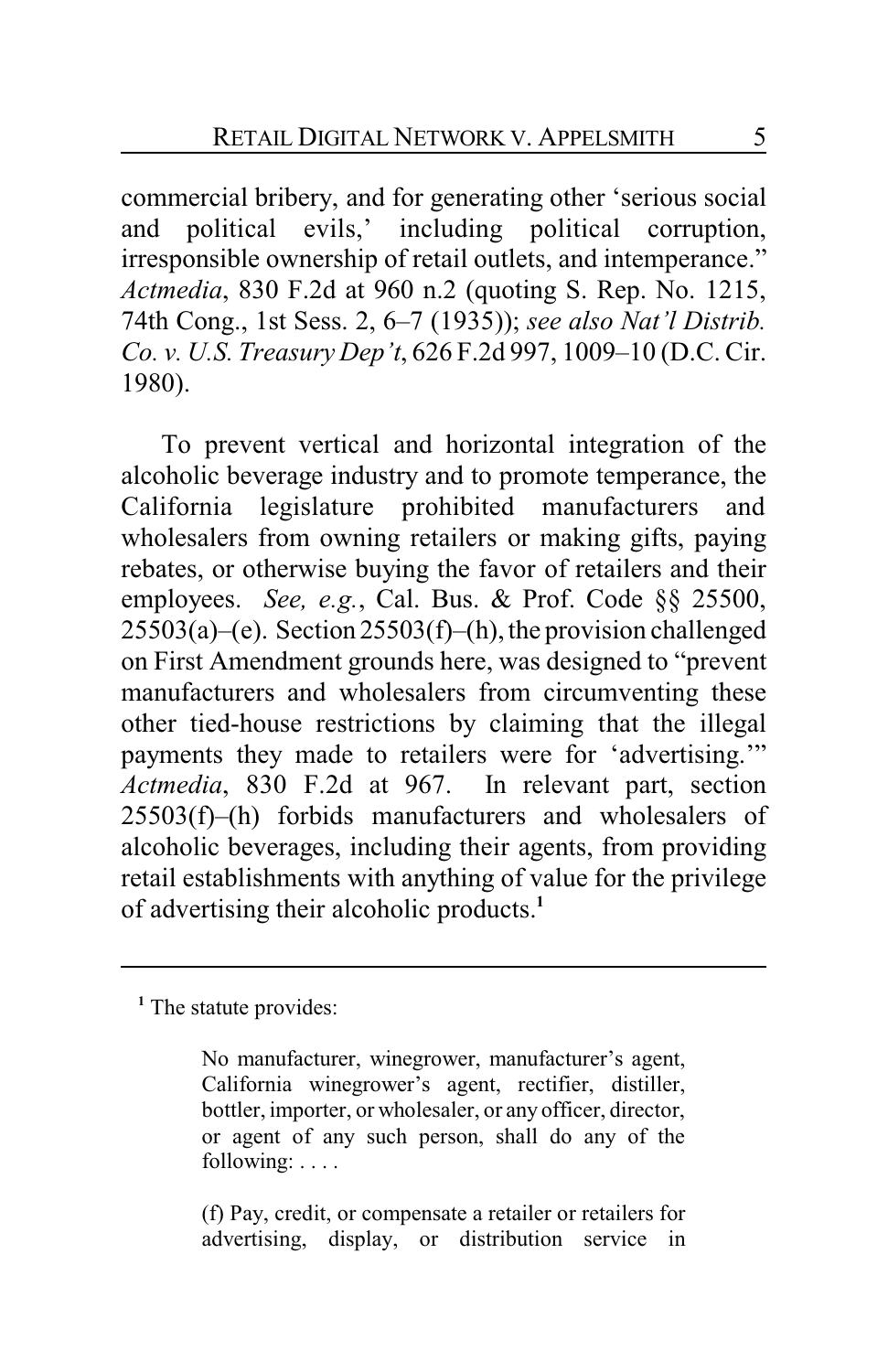commercial bribery, and for generating other 'serious social and political evils,' including political corruption, irresponsible ownership of retail outlets, and intemperance." *Actmedia*, 830 F.2d at 960 n.2 (quoting S. Rep. No. 1215, 74th Cong., 1st Sess. 2, 6–7 (1935)); *see also Nat'l Distrib. Co. v. U.S. Treasury Dep't*, 626 F.2d 997, 1009–10 (D.C. Cir. 1980).

To prevent vertical and horizontal integration of the alcoholic beverage industry and to promote temperance, the California legislature prohibited manufacturers and wholesalers from owning retailers or making gifts, paying rebates, or otherwise buying the favor of retailers and their employees. *See, e.g.*, Cal. Bus. & Prof. Code §§ 25500, 25503(a)–(e). Section 25503(f)–(h), the provision challenged on First Amendment grounds here, was designed to "prevent manufacturers and wholesalers from circumventing these other tied-house restrictions by claiming that the illegal payments they made to retailers were for 'advertising.'" *Actmedia*, 830 F.2d at 967. In relevant part, section 25503(f)–(h) forbids manufacturers and wholesalers of alcoholic beverages, including their agents, from providing retail establishments with anything of value for the privilege of advertising their alcoholic products.[1]

---

[1] The statute provides:

> No manufacturer, winegrower, manufacturer's agent, California winegrower's agent, rectifier, distiller, bottler, importer, or wholesaler, or any officer, director, or agent of any such person, shall do any of the following: . . . .
>
> (f) Pay, credit, or compensate a retailer or retailers for advertising, display, or distribution service in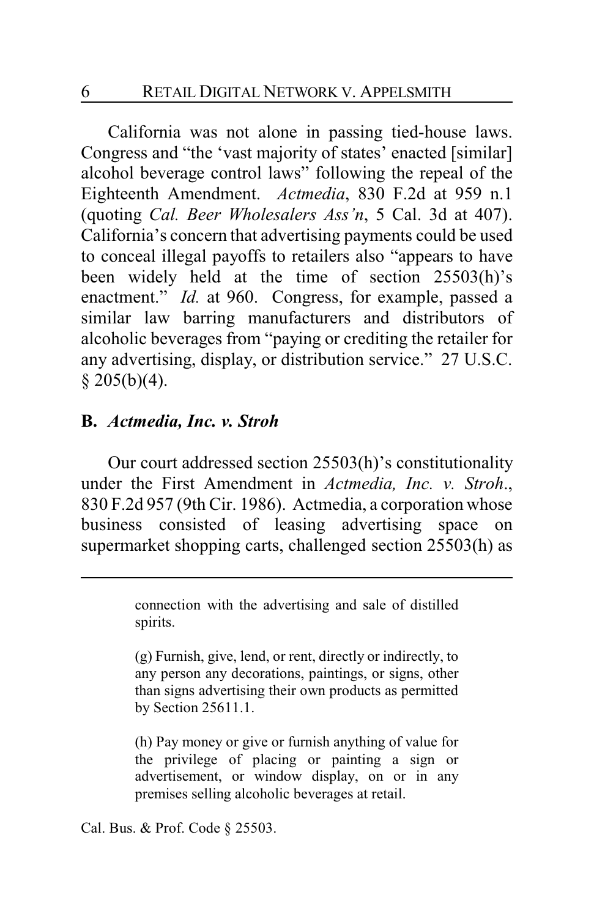California was not alone in passing tied-house laws. Congress and "the 'vast majority of states' enacted [similar] alcohol beverage control laws" following the repeal of the Eighteenth Amendment. *Actmedia*, 830 F.2d at 959 n.1 (quoting *Cal. Beer Wholesalers Ass'n*, 5 Cal. 3d at 407). California's concern that advertising payments could be used to conceal illegal payoffs to retailers also "appears to have been widely held at the time of section 25503(h)'s enactment." *Id.* at 960. Congress, for example, passed a similar law barring manufacturers and distributors of alcoholic beverages from "paying or crediting the retailer for any advertising, display, or distribution service." 27 U.S.C. § 205(b)(4).

### B. *Actmedia, Inc. v. Stroh*

Our court addressed section 25503(h)'s constitutionality under the First Amendment in *Actmedia, Inc. v. Stroh*., 830 F.2d 957 (9th Cir. 1986). Actmedia, a corporation whose business consisted of leasing advertising space on supermarket shopping carts, challenged section 25503(h) as

---

> connection with the advertising and sale of distilled spirits.
>
> (g) Furnish, give, lend, or rent, directly or indirectly, to any person any decorations, paintings, or signs, other than signs advertising their own products as permitted by Section 25611.1.
>
> (h) Pay money or give or furnish anything of value for the privilege of placing or painting a sign or advertisement, or window display, on or in any premises selling alcoholic beverages at retail.

Cal. Bus. & Prof. Code § 25503.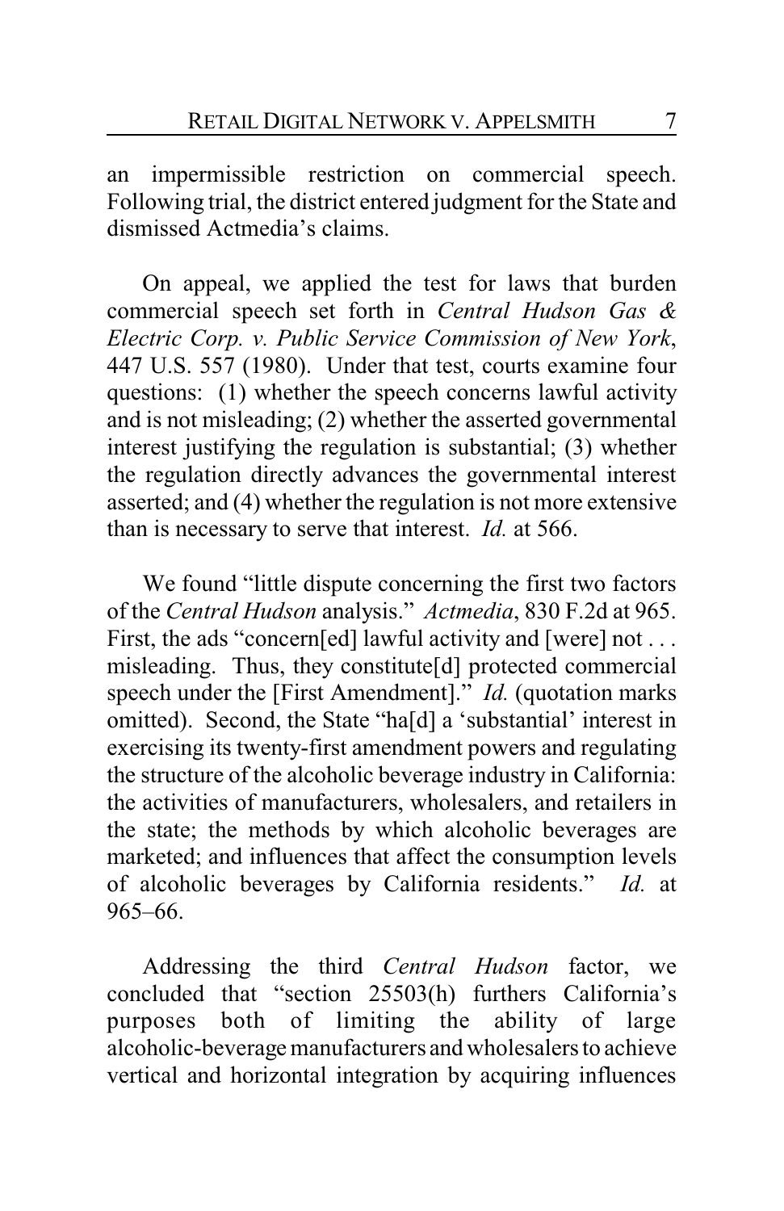an impermissible restriction on commercial speech. Following trial, the district entered judgment for the State and dismissed Actmedia's claims.

On appeal, we applied the test for laws that burden commercial speech set forth in *Central Hudson Gas & Electric Corp. v. Public Service Commission of New York*, 447 U.S. 557 (1980). Under that test, courts examine four questions: (1) whether the speech concerns lawful activity and is not misleading; (2) whether the asserted governmental interest justifying the regulation is substantial; (3) whether the regulation directly advances the governmental interest asserted; and (4) whether the regulation is not more extensive than is necessary to serve that interest. *Id.* at 566.

We found "little dispute concerning the first two factors of the *Central Hudson* analysis." *Actmedia*, 830 F.2d at 965. First, the ads "concern[ed] lawful activity and [were] not . . . misleading. Thus, they constitute[d] protected commercial speech under the [First Amendment]." *Id.* (quotation marks omitted). Second, the State "ha[d] a 'substantial' interest in exercising its twenty-first amendment powers and regulating the structure of the alcoholic beverage industry in California: the activities of manufacturers, wholesalers, and retailers in the state; the methods by which alcoholic beverages are marketed; and influences that affect the consumption levels of alcoholic beverages by California residents." *Id.* at 965–66.

Addressing the third *Central Hudson* factor, we concluded that "section 25503(h) furthers California's purposes both of limiting the ability of large alcoholic-beverage manufacturers and wholesalers to achieve vertical and horizontal integration by acquiring influences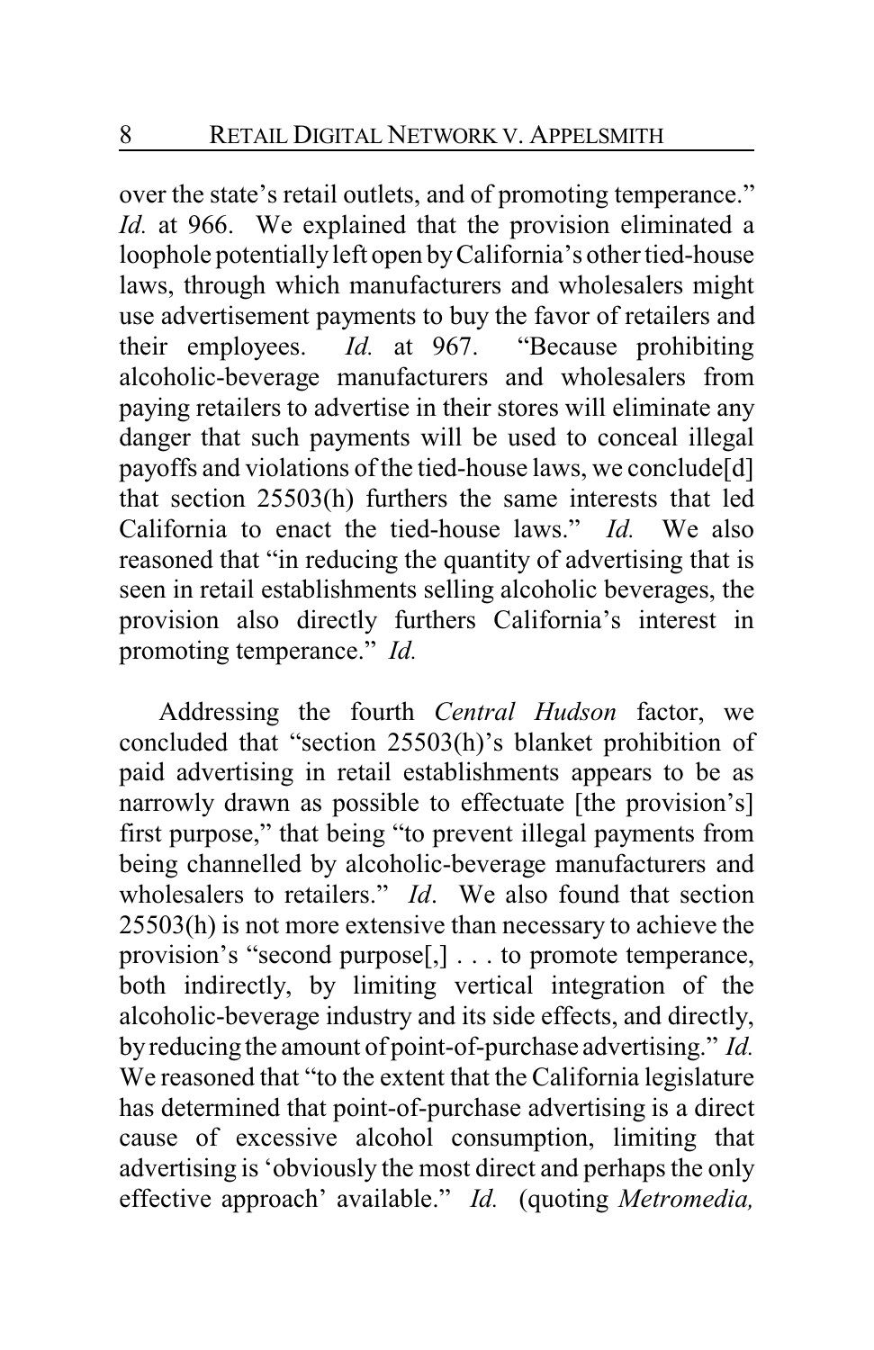over the state's retail outlets, and of promoting temperance." *Id.* at 966. We explained that the provision eliminated a loophole potentially left open by California's other tied-house laws, through which manufacturers and wholesalers might use advertisement payments to buy the favor of retailers and their employees. *Id.* at 967. "Because prohibiting alcoholic-beverage manufacturers and wholesalers from paying retailers to advertise in their stores will eliminate any danger that such payments will be used to conceal illegal payoffs and violations of the tied-house laws, we conclude[d] that section 25503(h) furthers the same interests that led California to enact the tied-house laws." *Id.* We also reasoned that "in reducing the quantity of advertising that is seen in retail establishments selling alcoholic beverages, the provision also directly furthers California's interest in promoting temperance." *Id.*

Addressing the fourth *Central Hudson* factor, we concluded that "section 25503(h)'s blanket prohibition of paid advertising in retail establishments appears to be as narrowly drawn as possible to effectuate [the provision's] first purpose," that being "to prevent illegal payments from being channelled by alcoholic-beverage manufacturers and wholesalers to retailers." *Id*. We also found that section 25503(h) is not more extensive than necessary to achieve the provision's "second purpose[,] . . . to promote temperance, both indirectly, by limiting vertical integration of the alcoholic-beverage industry and its side effects, and directly, by reducing the amount of point-of-purchase advertising." *Id.* We reasoned that "to the extent that the California legislature has determined that point-of-purchase advertising is a direct cause of excessive alcohol consumption, limiting that advertising is 'obviously the most direct and perhaps the only effective approach' available." *Id.* (quoting *Metromedia,*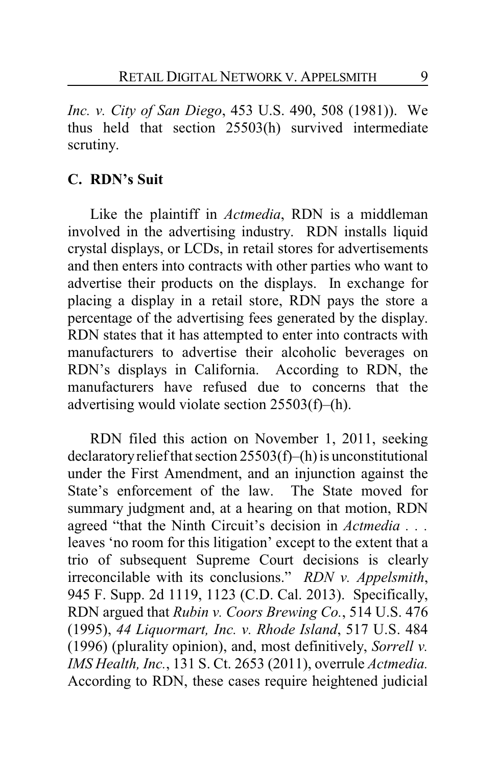*Inc. v. City of San Diego*, 453 U.S. 490, 508 (1981)). We thus held that section 25503(h) survived intermediate scrutiny.

### C. RDN's Suit

Like the plaintiff in *Actmedia*, RDN is a middleman involved in the advertising industry. RDN installs liquid crystal displays, or LCDs, in retail stores for advertisements and then enters into contracts with other parties who want to advertise their products on the displays. In exchange for placing a display in a retail store, RDN pays the store a percentage of the advertising fees generated by the display. RDN states that it has attempted to enter into contracts with manufacturers to advertise their alcoholic beverages on RDN's displays in California. According to RDN, the manufacturers have refused due to concerns that the advertising would violate section 25503(f)–(h).

RDN filed this action on November 1, 2011, seeking declaratory relief that section 25503(f)–(h) is unconstitutional under the First Amendment, and an injunction against the State's enforcement of the law. The State moved for summary judgment and, at a hearing on that motion, RDN agreed "that the Ninth Circuit's decision in *Actmedia* . . . leaves 'no room for this litigation' except to the extent that a trio of subsequent Supreme Court decisions is clearly irreconcilable with its conclusions." *RDN v. Appelsmith*, 945 F. Supp. 2d 1119, 1123 (C.D. Cal. 2013). Specifically, RDN argued that *Rubin v. Coors Brewing Co.*, 514 U.S. 476 (1995), *44 Liquormart, Inc. v. Rhode Island*, 517 U.S. 484 (1996) (plurality opinion), and, most definitively, *Sorrell v. IMS Health, Inc.*, 131 S. Ct. 2653 (2011), overrule *Actmedia.* According to RDN, these cases require heightened judicial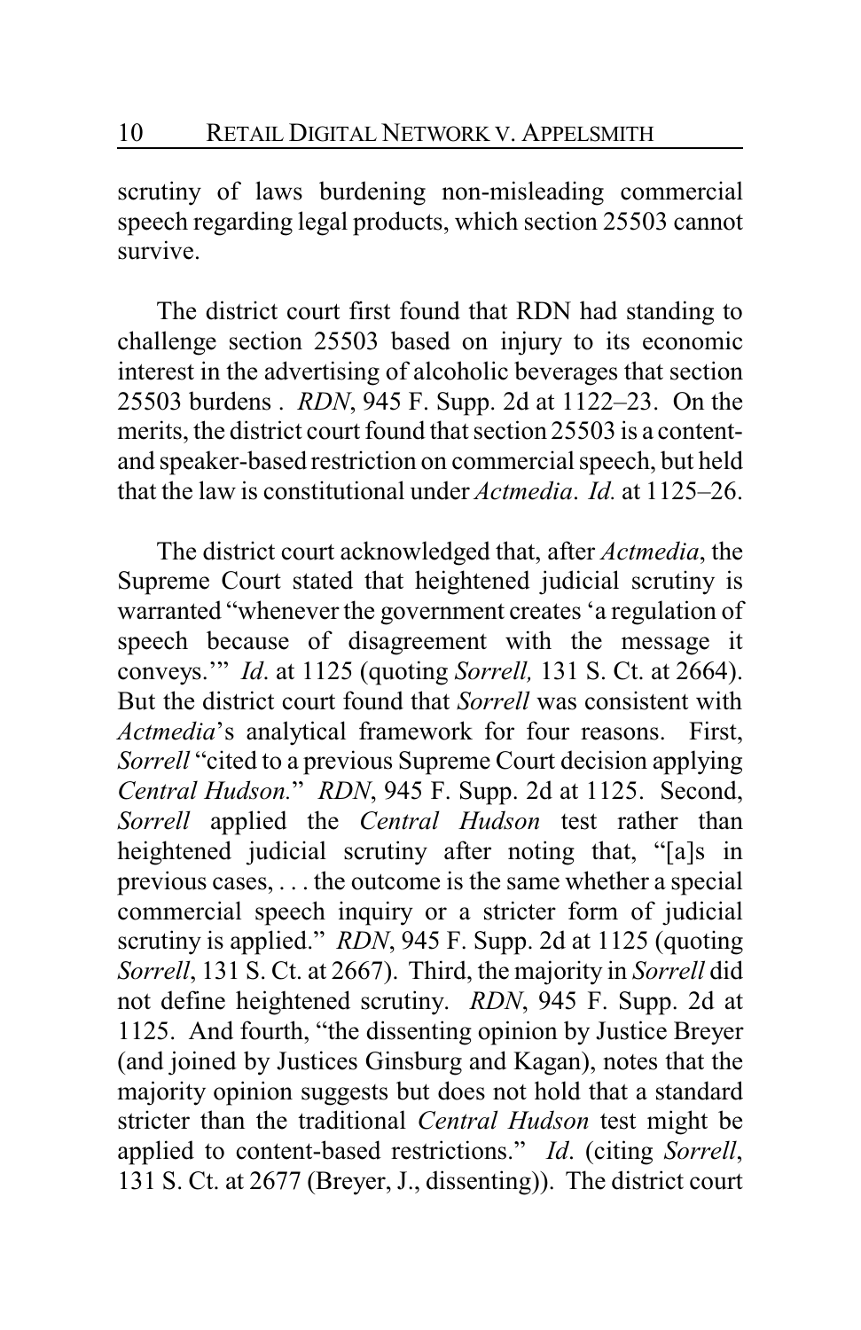scrutiny of laws burdening non-misleading commercial speech regarding legal products, which section 25503 cannot survive.

The district court first found that RDN had standing to challenge section 25503 based on injury to its economic interest in the advertising of alcoholic beverages that section 25503 burdens . *RDN*, 945 F. Supp. 2d at 1122–23. On the merits, the district court found that section 25503 is a content- and speaker-based restriction on commercial speech, but held that the law is constitutional under *Actmedia*. *Id.* at 1125–26.

The district court acknowledged that, after *Actmedia*, the Supreme Court stated that heightened judicial scrutiny is warranted "whenever the government creates 'a regulation of speech because of disagreement with the message it conveys.'" *Id*. at 1125 (quoting *Sorrell,* 131 S. Ct. at 2664). But the district court found that *Sorrell* was consistent with *Actmedia*'s analytical framework for four reasons. First, *Sorrell* "cited to a previous Supreme Court decision applying *Central Hudson.*" *RDN*, 945 F. Supp. 2d at 1125. Second, *Sorrell* applied the *Central Hudson* test rather than heightened judicial scrutiny after noting that, "[a]s in previous cases, . . . the outcome is the same whether a special commercial speech inquiry or a stricter form of judicial scrutiny is applied." *RDN*, 945 F. Supp. 2d at 1125 (quoting *Sorrell*, 131 S. Ct. at 2667). Third, the majority in *Sorrell* did not define heightened scrutiny. *RDN*, 945 F. Supp. 2d at 1125. And fourth, "the dissenting opinion by Justice Breyer (and joined by Justices Ginsburg and Kagan), notes that the majority opinion suggests but does not hold that a standard stricter than the traditional *Central Hudson* test might be applied to content-based restrictions." *Id*. (citing *Sorrell*, 131 S. Ct. at 2677 (Breyer, J., dissenting)). The district court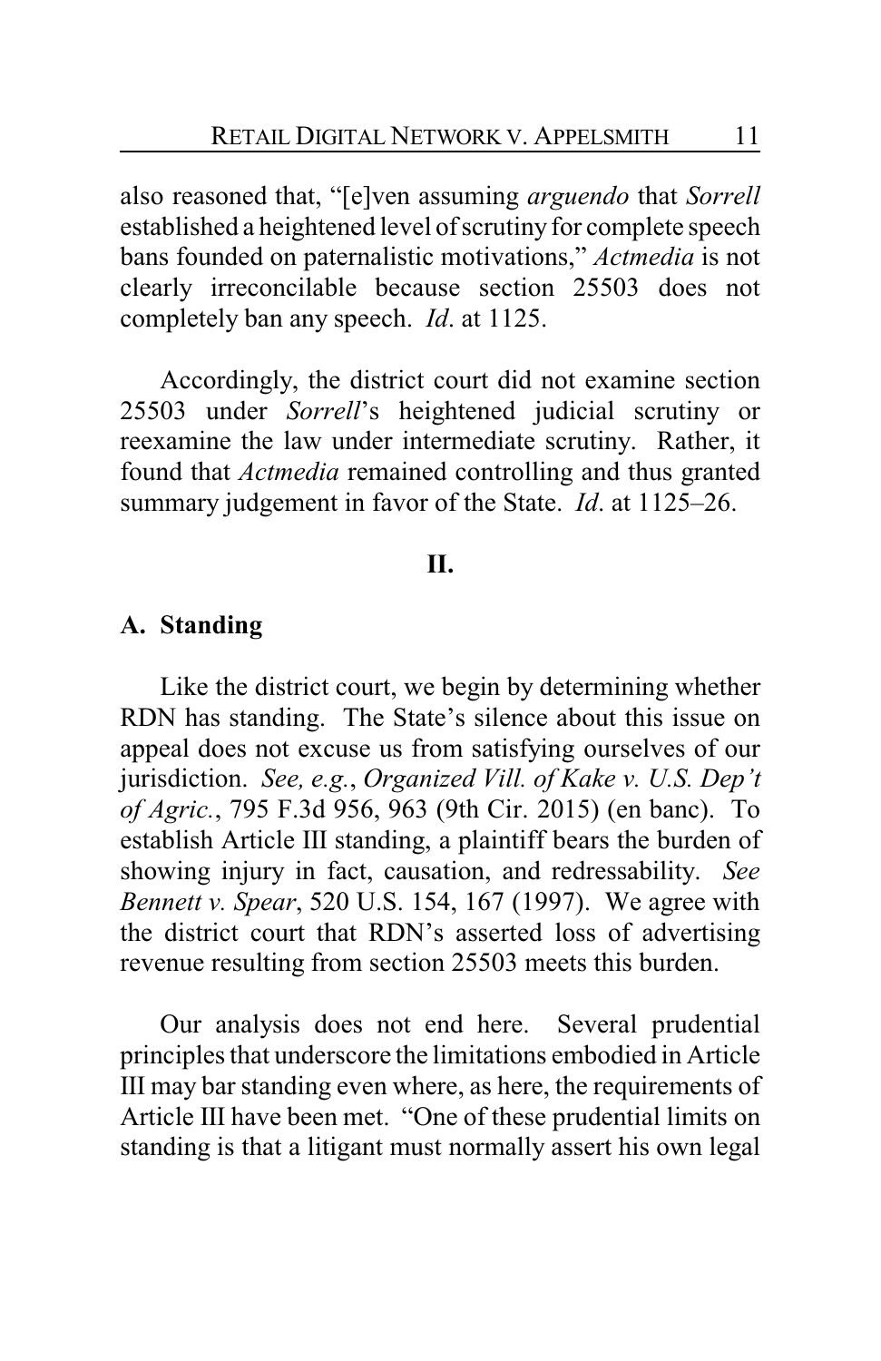also reasoned that, "[e]ven assuming *arguendo* that *Sorrell* established a heightened level of scrutiny for complete speech bans founded on paternalistic motivations," *Actmedia* is not clearly irreconcilable because section 25503 does not completely ban any speech. *Id*. at 1125.

Accordingly, the district court did not examine section 25503 under *Sorrell*'s heightened judicial scrutiny or reexamine the law under intermediate scrutiny. Rather, it found that *Actmedia* remained controlling and thus granted summary judgement in favor of the State. *Id*. at 1125–26.

## II.

### A. Standing

Like the district court, we begin by determining whether RDN has standing. The State's silence about this issue on appeal does not excuse us from satisfying ourselves of our jurisdiction. *See, e.g.*, *Organized Vill. of Kake v. U.S. Dep't of Agric.*, 795 F.3d 956, 963 (9th Cir. 2015) (en banc). To establish Article III standing, a plaintiff bears the burden of showing injury in fact, causation, and redressability. *See Bennett v. Spear*, 520 U.S. 154, 167 (1997). We agree with the district court that RDN's asserted loss of advertising revenue resulting from section 25503 meets this burden.

Our analysis does not end here. Several prudential principles that underscore the limitations embodied in Article III may bar standing even where, as here, the requirements of Article III have been met. "One of these prudential limits on standing is that a litigant must normally assert his own legal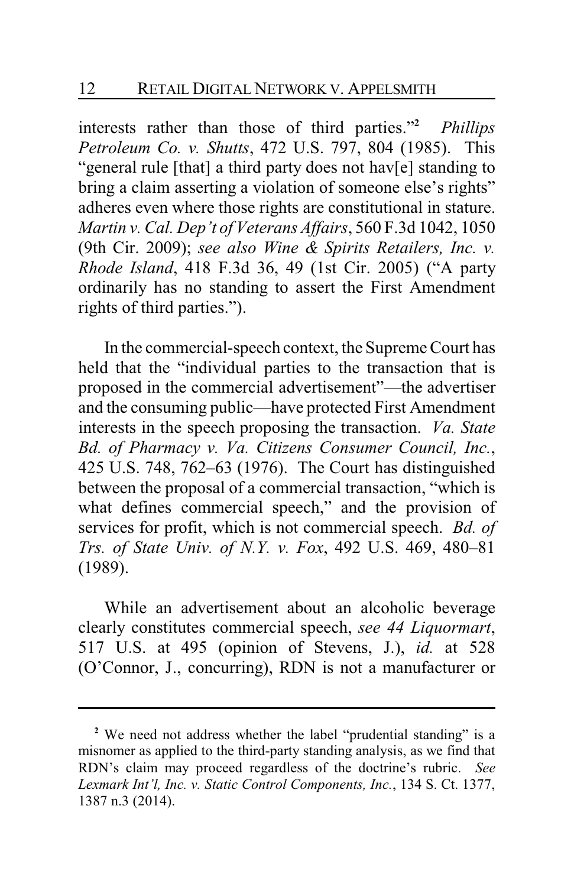interests rather than those of third parties."[2] *Phillips Petroleum Co. v. Shutts*, 472 U.S. 797, 804 (1985). This "general rule [that] a third party does not hav[e] standing to bring a claim asserting a violation of someone else's rights" adheres even where those rights are constitutional in stature. *Martin v. Cal. Dep't of Veterans Affairs*, 560 F.3d 1042, 1050 (9th Cir. 2009); *see also Wine & Spirits Retailers, Inc. v. Rhode Island*, 418 F.3d 36, 49 (1st Cir. 2005) ("A party ordinarily has no standing to assert the First Amendment rights of third parties.").

In the commercial-speech context, the Supreme Court has held that the "individual parties to the transaction that is proposed in the commercial advertisement"—the advertiser and the consuming public—have protected First Amendment interests in the speech proposing the transaction. *Va. State Bd. of Pharmacy v. Va. Citizens Consumer Council, Inc.*, 425 U.S. 748, 762–63 (1976). The Court has distinguished between the proposal of a commercial transaction, "which is what defines commercial speech," and the provision of services for profit, which is not commercial speech. *Bd. of Trs. of State Univ. of N.Y. v. Fox*, 492 U.S. 469, 480–81 (1989).

While an advertisement about an alcoholic beverage clearly constitutes commercial speech, *see 44 Liquormart*, 517 U.S. at 495 (opinion of Stevens, J.), *id.* at 528 (O'Connor, J., concurring), RDN is not a manufacturer or

---

[2] We need not address whether the label "prudential standing" is a misnomer as applied to the third-party standing analysis, as we find that RDN's claim may proceed regardless of the doctrine's rubric. *See Lexmark Int'l, Inc. v. Static Control Components, Inc.*, 134 S. Ct. 1377, 1387 n.3 (2014).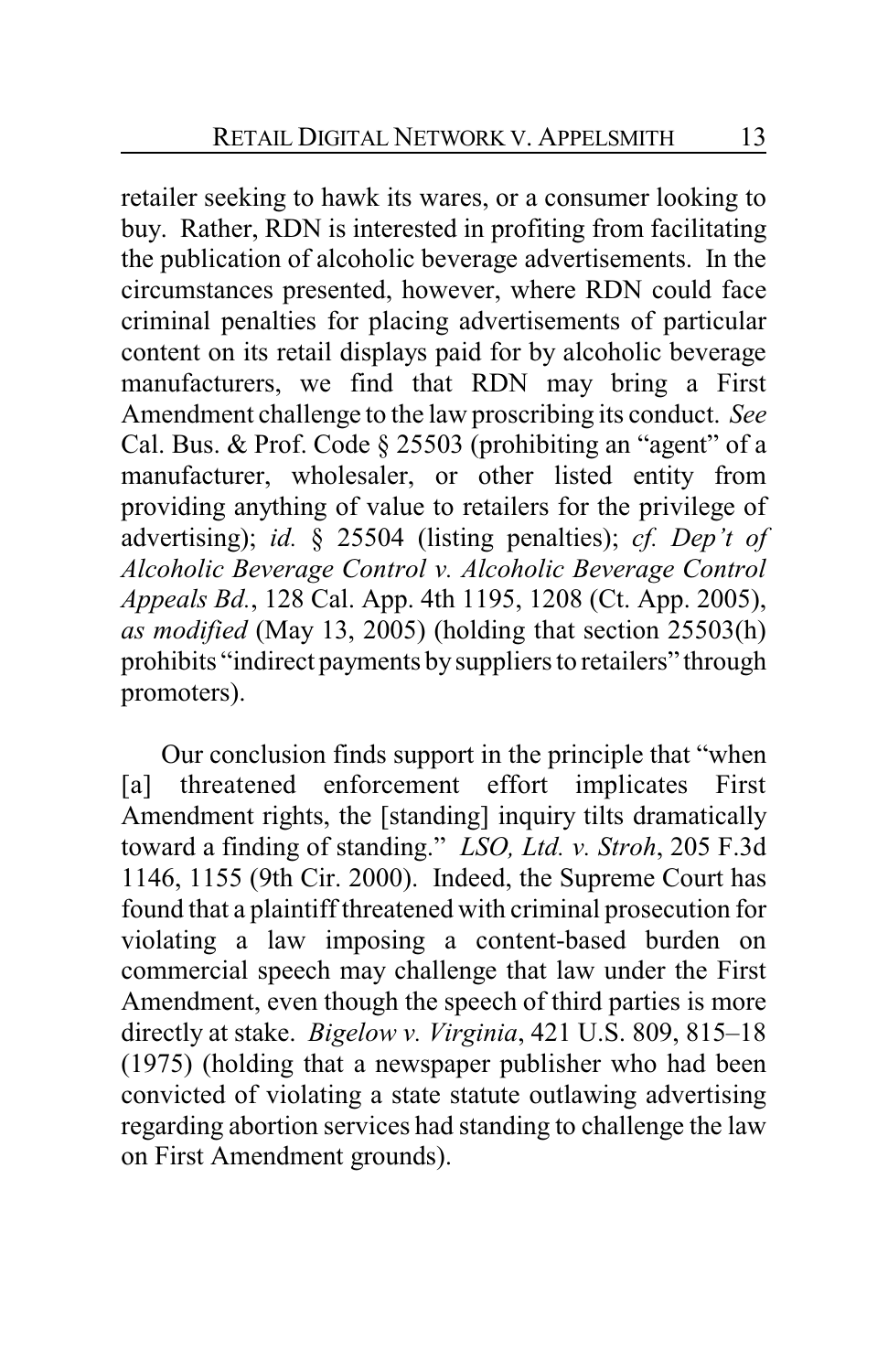retailer seeking to hawk its wares, or a consumer looking to buy. Rather, RDN is interested in profiting from facilitating the publication of alcoholic beverage advertisements. In the circumstances presented, however, where RDN could face criminal penalties for placing advertisements of particular content on its retail displays paid for by alcoholic beverage manufacturers, we find that RDN may bring a First Amendment challenge to the law proscribing its conduct. *See* Cal. Bus. & Prof. Code § 25503 (prohibiting an "agent" of a manufacturer, wholesaler, or other listed entity from providing anything of value to retailers for the privilege of advertising); *id.* § 25504 (listing penalties); *cf. Dep't of Alcoholic Beverage Control v. Alcoholic Beverage Control Appeals Bd.*, 128 Cal. App. 4th 1195, 1208 (Ct. App. 2005), *as modified* (May 13, 2005) (holding that section 25503(h) prohibits "indirect payments by suppliers to retailers" through promoters).

Our conclusion finds support in the principle that "when [a] threatened enforcement effort implicates First Amendment rights, the [standing] inquiry tilts dramatically toward a finding of standing." *LSO, Ltd. v. Stroh*, 205 F.3d 1146, 1155 (9th Cir. 2000). Indeed, the Supreme Court has found that a plaintiff threatened with criminal prosecution for violating a law imposing a content-based burden on commercial speech may challenge that law under the First Amendment, even though the speech of third parties is more directly at stake. *Bigelow v. Virginia*, 421 U.S. 809, 815–18 (1975) (holding that a newspaper publisher who had been convicted of violating a state statute outlawing advertising regarding abortion services had standing to challenge the law on First Amendment grounds).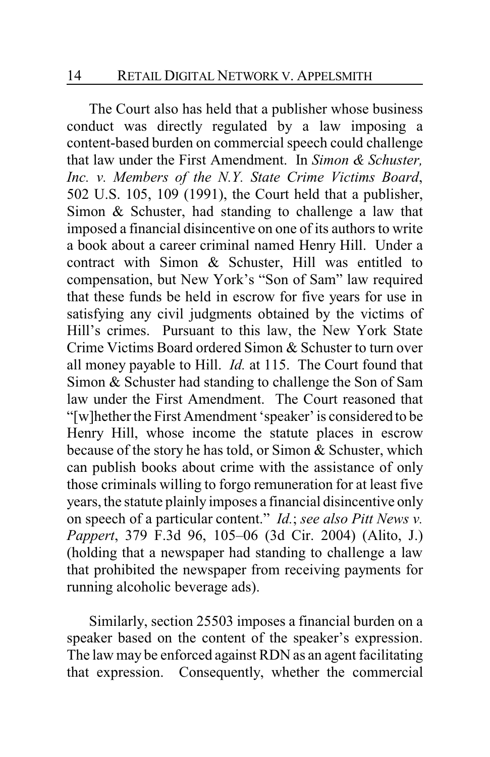The Court also has held that a publisher whose business conduct was directly regulated by a law imposing a content-based burden on commercial speech could challenge that law under the First Amendment. In *Simon & Schuster, Inc. v. Members of the N.Y. State Crime Victims Board*, 502 U.S. 105, 109 (1991), the Court held that a publisher, Simon & Schuster, had standing to challenge a law that imposed a financial disincentive on one of its authors to write a book about a career criminal named Henry Hill. Under a contract with Simon & Schuster, Hill was entitled to compensation, but New York's "Son of Sam" law required that these funds be held in escrow for five years for use in satisfying any civil judgments obtained by the victims of Hill's crimes. Pursuant to this law, the New York State Crime Victims Board ordered Simon & Schuster to turn over all money payable to Hill. *Id.* at 115. The Court found that Simon & Schuster had standing to challenge the Son of Sam law under the First Amendment. The Court reasoned that "[w]hether the First Amendment 'speaker' is considered to be Henry Hill, whose income the statute places in escrow because of the story he has told, or Simon & Schuster, which can publish books about crime with the assistance of only those criminals willing to forgo remuneration for at least five years, the statute plainly imposes a financial disincentive only on speech of a particular content." *Id.*; *see also Pitt News v. Pappert*, 379 F.3d 96, 105–06 (3d Cir. 2004) (Alito, J.) (holding that a newspaper had standing to challenge a law that prohibited the newspaper from receiving payments for running alcoholic beverage ads).

Similarly, section 25503 imposes a financial burden on a speaker based on the content of the speaker's expression. The law may be enforced against RDN as an agent facilitating that expression. Consequently, whether the commercial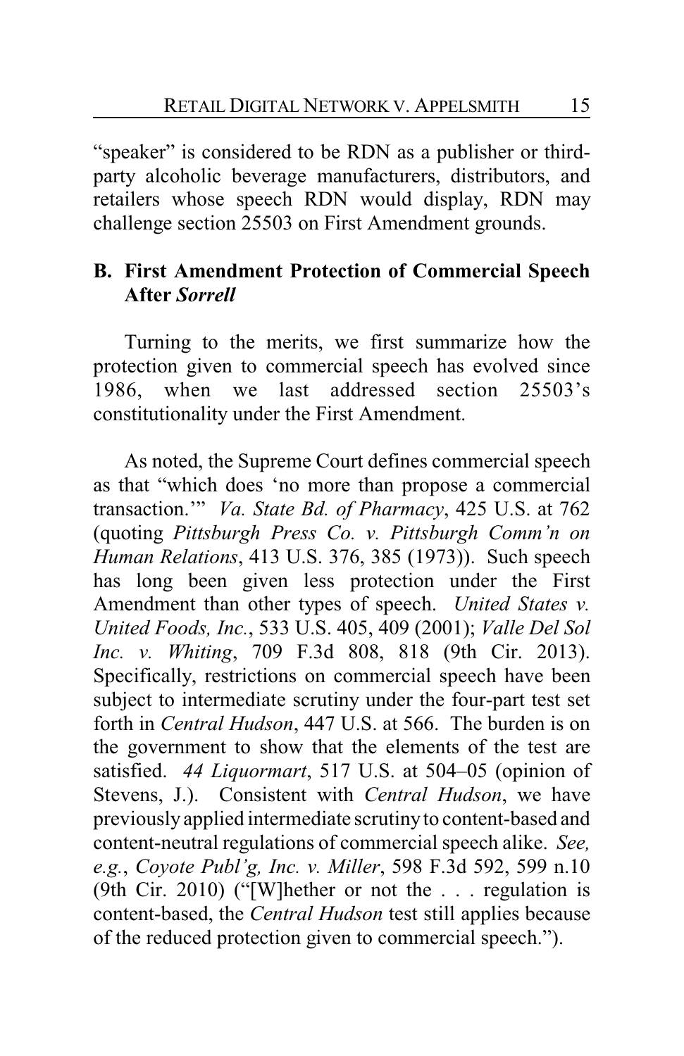"speaker" is considered to be RDN as a publisher or third-party alcoholic beverage manufacturers, distributors, and retailers whose speech RDN would display, RDN may challenge section 25503 on First Amendment grounds.

## B. First Amendment Protection of Commercial Speech After *Sorrell*

Turning to the merits, we first summarize how the protection given to commercial speech has evolved since 1986, when we last addressed section 25503's constitutionality under the First Amendment.

As noted, the Supreme Court defines commercial speech as that "which does 'no more than propose a commercial transaction.'" *Va. State Bd. of Pharmacy*, 425 U.S. at 762 (quoting *Pittsburgh Press Co. v. Pittsburgh Comm'n on Human Relations*, 413 U.S. 376, 385 (1973)). Such speech has long been given less protection under the First Amendment than other types of speech. *United States v. United Foods, Inc.*, 533 U.S. 405, 409 (2001); *Valle Del Sol Inc. v. Whiting*, 709 F.3d 808, 818 (9th Cir. 2013). Specifically, restrictions on commercial speech have been subject to intermediate scrutiny under the four-part test set forth in *Central Hudson*, 447 U.S. at 566. The burden is on the government to show that the elements of the test are satisfied. *44 Liquormart*, 517 U.S. at 504–05 (opinion of Stevens, J.). Consistent with *Central Hudson*, we have previously applied intermediate scrutiny to content-based and content-neutral regulations of commercial speech alike. *See, e.g.*, *Coyote Publ'g, Inc. v. Miller*, 598 F.3d 592, 599 n.10 (9th Cir. 2010) ("[W]hether or not the . . . regulation is content-based, the *Central Hudson* test still applies because of the reduced protection given to commercial speech.").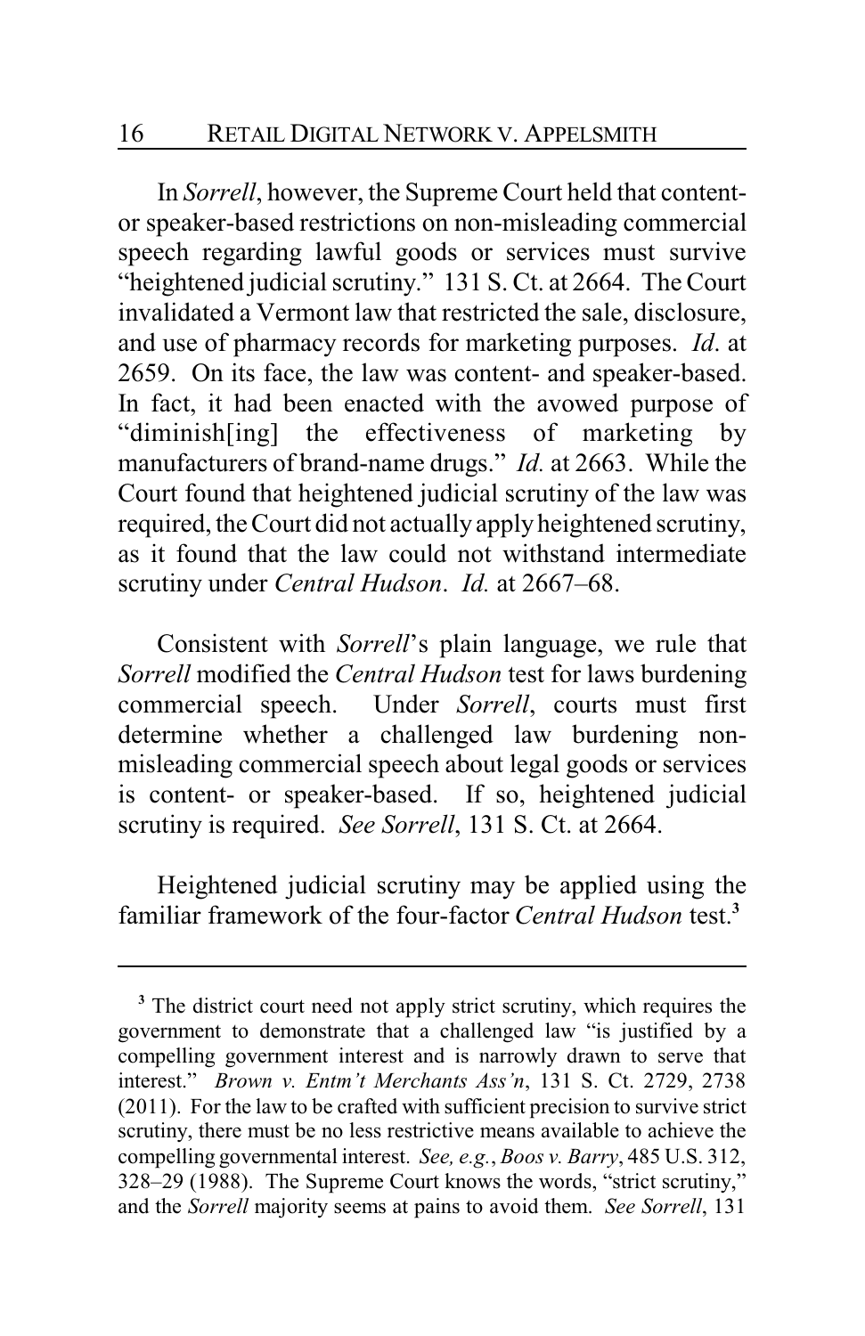In *Sorrell*, however, the Supreme Court held that content- or speaker-based restrictions on non-misleading commercial speech regarding lawful goods or services must survive "heightened judicial scrutiny." 131 S. Ct. at 2664. The Court invalidated a Vermont law that restricted the sale, disclosure, and use of pharmacy records for marketing purposes. *Id*. at 2659. On its face, the law was content- and speaker-based. In fact, it had been enacted with the avowed purpose of "diminish[ing] the effectiveness of marketing by manufacturers of brand-name drugs." *Id.* at 2663. While the Court found that heightened judicial scrutiny of the law was required, the Court did not actually apply heightened scrutiny, as it found that the law could not withstand intermediate scrutiny under *Central Hudson*. *Id.* at 2667–68.

Consistent with *Sorrell*'s plain language, we rule that *Sorrell* modified the *Central Hudson* test for laws burdening commercial speech. Under *Sorrell*, courts must first determine whether a challenged law burdening non-misleading commercial speech about legal goods or services is content- or speaker-based. If so, heightened judicial scrutiny is required. *See Sorrell*, 131 S. Ct. at 2664.

Heightened judicial scrutiny may be applied using the familiar framework of the four-factor *Central Hudson* test.[3]

---

[3] The district court need not apply strict scrutiny, which requires the government to demonstrate that a challenged law "is justified by a compelling government interest and is narrowly drawn to serve that interest." *Brown v. Entm't Merchants Ass'n*, 131 S. Ct. 2729, 2738 (2011). For the law to be crafted with sufficient precision to survive strict scrutiny, there must be no less restrictive means available to achieve the compelling governmental interest. *See, e.g.*, *Boos v. Barry*, 485 U.S. 312, 328–29 (1988). The Supreme Court knows the words, "strict scrutiny," and the *Sorrell* majority seems at pains to avoid them. *See Sorrell*, 131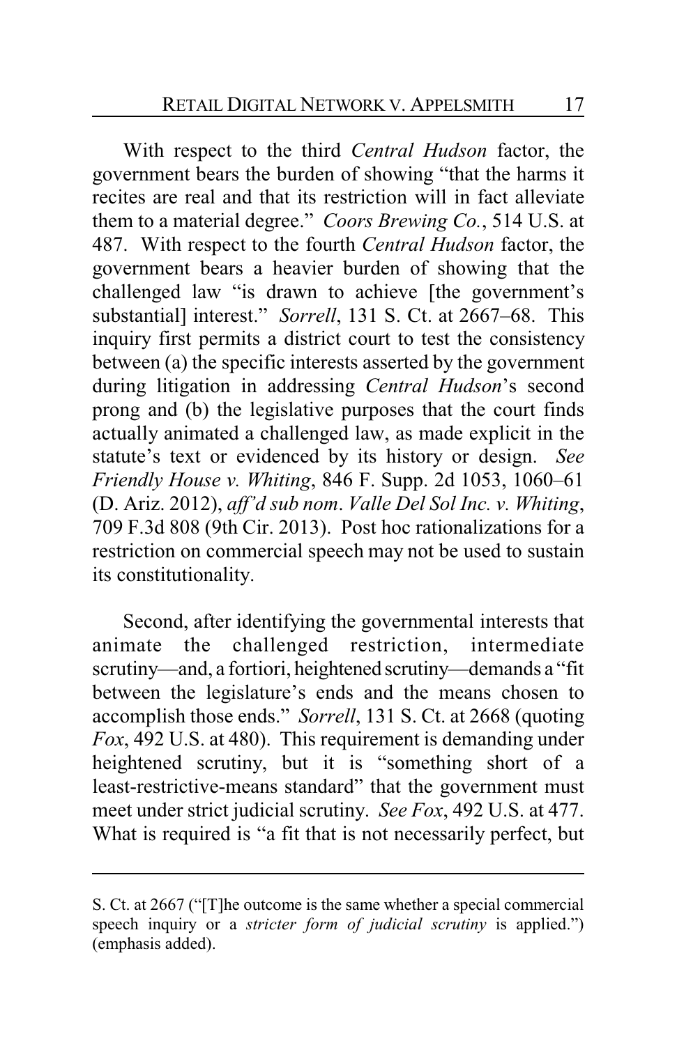With respect to the third *Central Hudson* factor, the government bears the burden of showing "that the harms it recites are real and that its restriction will in fact alleviate them to a material degree." *Coors Brewing Co.*, 514 U.S. at 487. With respect to the fourth *Central Hudson* factor, the government bears a heavier burden of showing that the challenged law "is drawn to achieve [the government's substantial] interest." *Sorrell*, 131 S. Ct. at 2667–68. This inquiry first permits a district court to test the consistency between (a) the specific interests asserted by the government during litigation in addressing *Central Hudson*'s second prong and (b) the legislative purposes that the court finds actually animated a challenged law, as made explicit in the statute's text or evidenced by its history or design. *See Friendly House v. Whiting*, 846 F. Supp. 2d 1053, 1060–61 (D. Ariz. 2012), *aff'd sub nom*. *Valle Del Sol Inc. v. Whiting*, 709 F.3d 808 (9th Cir. 2013). Post hoc rationalizations for a restriction on commercial speech may not be used to sustain its constitutionality.

Second, after identifying the governmental interests that animate the challenged restriction, intermediate scrutiny—and, a fortiori, heightened scrutiny—demands a "fit between the legislature's ends and the means chosen to accomplish those ends." *Sorrell*, 131 S. Ct. at 2668 (quoting *Fox*, 492 U.S. at 480). This requirement is demanding under heightened scrutiny, but it is "something short of a least-restrictive-means standard" that the government must meet under strict judicial scrutiny. *See Fox*, 492 U.S. at 477. What is required is "a fit that is not necessarily perfect, but

---

S. Ct. at 2667 ("[T]he outcome is the same whether a special commercial speech inquiry or a *stricter form of judicial scrutiny* is applied.") (emphasis added).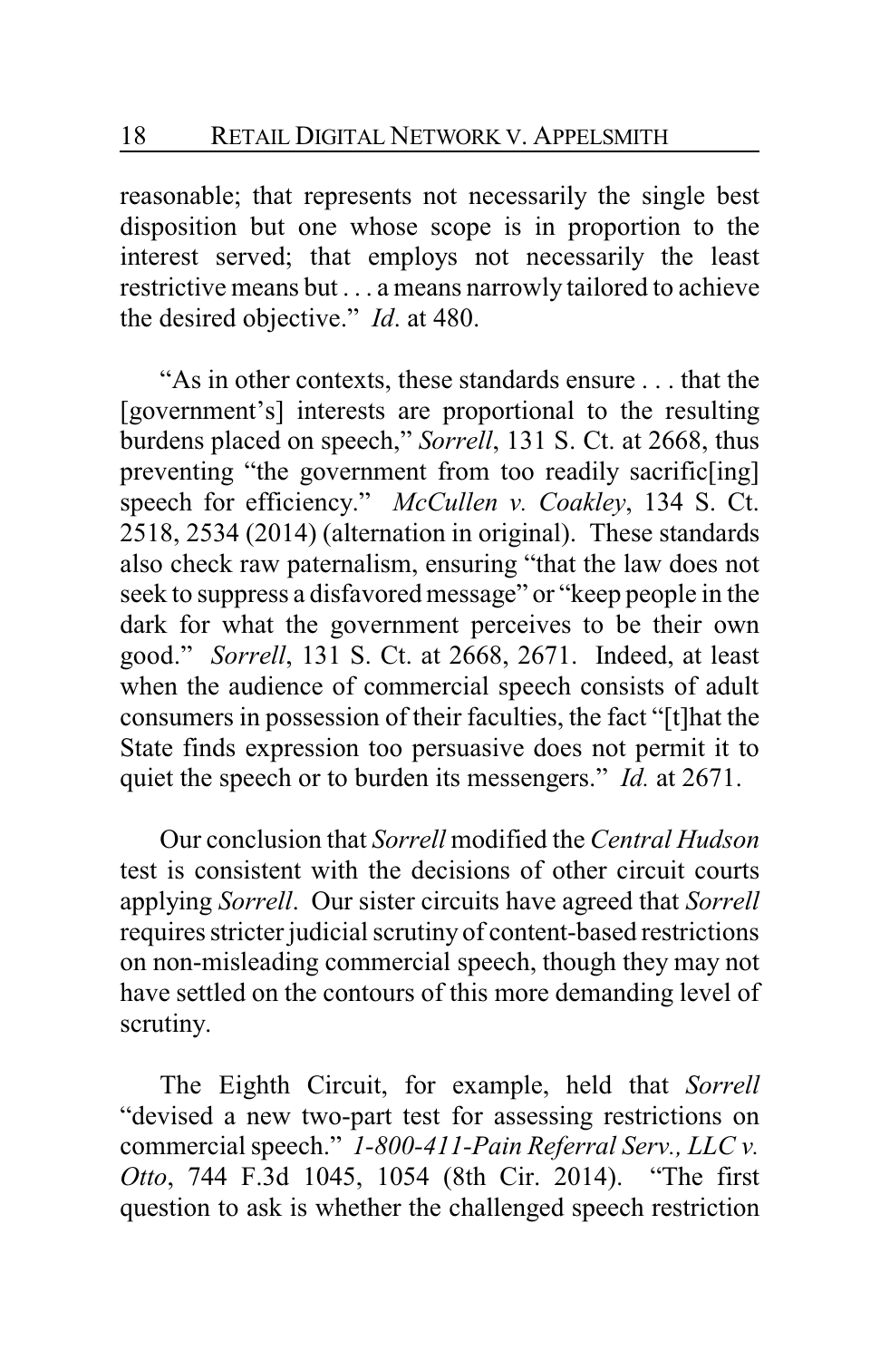reasonable; that represents not necessarily the single best disposition but one whose scope is in proportion to the interest served; that employs not necessarily the least restrictive means but . . . a means narrowly tailored to achieve the desired objective." *Id*. at 480.

"As in other contexts, these standards ensure . . . that the [government's] interests are proportional to the resulting burdens placed on speech," *Sorrell*, 131 S. Ct. at 2668, thus preventing "the government from too readily sacrific[ing] speech for efficiency." *McCullen v. Coakley*, 134 S. Ct. 2518, 2534 (2014) (alternation in original). These standards also check raw paternalism, ensuring "that the law does not seek to suppress a disfavored message" or "keep people in the dark for what the government perceives to be their own good." *Sorrell*, 131 S. Ct. at 2668, 2671. Indeed, at least when the audience of commercial speech consists of adult consumers in possession of their faculties, the fact "[t]hat the State finds expression too persuasive does not permit it to quiet the speech or to burden its messengers." *Id.* at 2671.

Our conclusion that *Sorrell* modified the *Central Hudson* test is consistent with the decisions of other circuit courts applying *Sorrell*. Our sister circuits have agreed that *Sorrell* requires stricter judicial scrutiny of content-based restrictions on non-misleading commercial speech, though they may not have settled on the contours of this more demanding level of scrutiny.

The Eighth Circuit, for example, held that *Sorrell* "devised a new two-part test for assessing restrictions on commercial speech." *1-800-411-Pain Referral Serv., LLC v. Otto*, 744 F.3d 1045, 1054 (8th Cir. 2014). "The first question to ask is whether the challenged speech restriction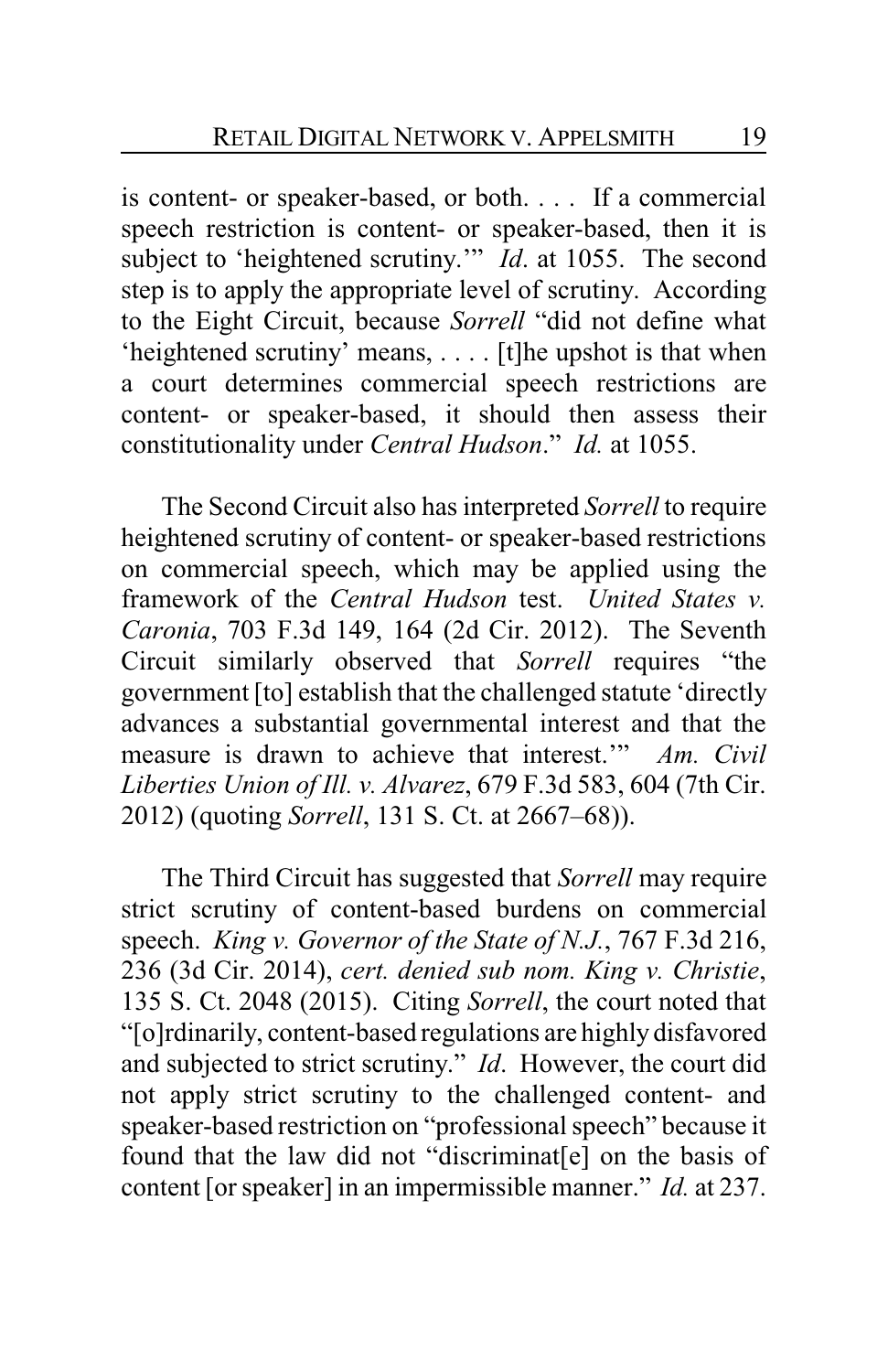is content- or speaker-based, or both. . . . If a commercial speech restriction is content- or speaker-based, then it is subject to 'heightened scrutiny.'" *Id*. at 1055. The second step is to apply the appropriate level of scrutiny. According to the Eight Circuit, because *Sorrell* "did not define what 'heightened scrutiny' means, . . . . [t]he upshot is that when a court determines commercial speech restrictions are content- or speaker-based, it should then assess their constitutionality under *Central Hudson*." *Id.* at 1055.

The Second Circuit also has interpreted *Sorrell* to require heightened scrutiny of content- or speaker-based restrictions on commercial speech, which may be applied using the framework of the *Central Hudson* test. *United States v. Caronia*, 703 F.3d 149, 164 (2d Cir. 2012). The Seventh Circuit similarly observed that *Sorrell* requires "the government [to] establish that the challenged statute 'directly advances a substantial governmental interest and that the measure is drawn to achieve that interest.'" *Am. Civil Liberties Union of Ill. v. Alvarez*, 679 F.3d 583, 604 (7th Cir. 2012) (quoting *Sorrell*, 131 S. Ct. at 2667–68)).

The Third Circuit has suggested that *Sorrell* may require strict scrutiny of content-based burdens on commercial speech. *King v. Governor of the State of N.J.*, 767 F.3d 216, 236 (3d Cir. 2014), *cert. denied sub nom. King v. Christie*, 135 S. Ct. 2048 (2015). Citing *Sorrell*, the court noted that "[o]rdinarily, content-based regulations are highly disfavored and subjected to strict scrutiny." *Id*. However, the court did not apply strict scrutiny to the challenged content- and speaker-based restriction on "professional speech" because it found that the law did not "discriminat[e] on the basis of content [or speaker] in an impermissible manner." *Id.* at 237.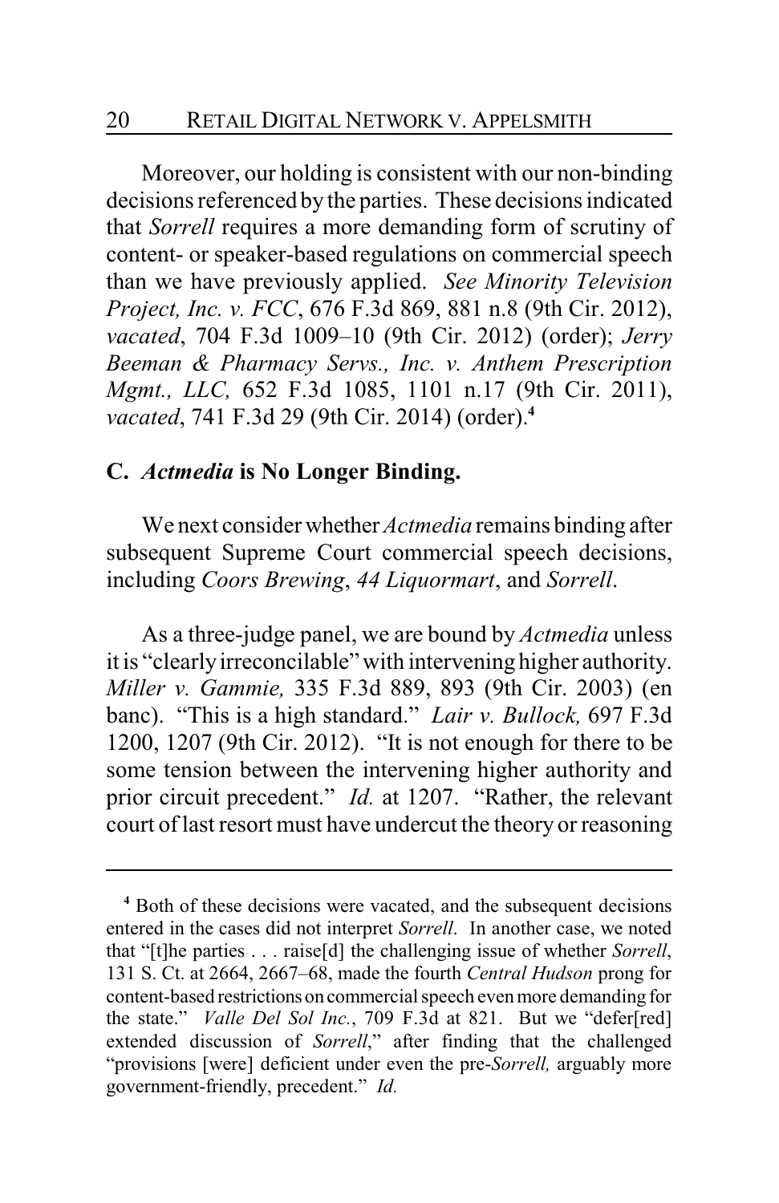Moreover, our holding is consistent with our non-binding decisions referenced by the parties. These decisions indicated that *Sorrell* requires a more demanding form of scrutiny of content- or speaker-based regulations on commercial speech than we have previously applied. *See Minority Television Project, Inc. v. FCC*, 676 F.3d 869, 881 n.8 (9th Cir. 2012), *vacated*, 704 F.3d 1009–10 (9th Cir. 2012) (order); *Jerry Beeman & Pharmacy Servs., Inc. v. Anthem Prescription Mgmt., LLC,* 652 F.3d 1085, 1101 n.17 (9th Cir. 2011), *vacated*, 741 F.3d 29 (9th Cir. 2014) (order).[4]

### C. *Actmedia* is No Longer Binding.

We next consider whether *Actmedia* remains binding after subsequent Supreme Court commercial speech decisions, including *Coors Brewing*, *44 Liquormart*, and *Sorrell*.

As a three-judge panel, we are bound by *Actmedia* unless it is "clearly irreconcilable" with intervening higher authority. *Miller v. Gammie,* 335 F.3d 889, 893 (9th Cir. 2003) (en banc). "This is a high standard." *Lair v. Bullock,* 697 F.3d 1200, 1207 (9th Cir. 2012). "It is not enough for there to be some tension between the intervening higher authority and prior circuit precedent." *Id.* at 1207. "Rather, the relevant court of last resort must have undercut the theory or reasoning

---

[4] Both of these decisions were vacated, and the subsequent decisions entered in the cases did not interpret *Sorrell*. In another case, we noted that "[t]he parties . . . raise[d] the challenging issue of whether *Sorrell*, 131 S. Ct. at 2664, 2667–68, made the fourth *Central Hudson* prong for content-based restrictions on commercial speech even more demanding for the state." *Valle Del Sol Inc.*, 709 F.3d at 821. But we "defer[red] extended discussion of *Sorrell*," after finding that the challenged "provisions [were] deficient under even the pre-*Sorrell,* arguably more government-friendly, precedent." *Id.*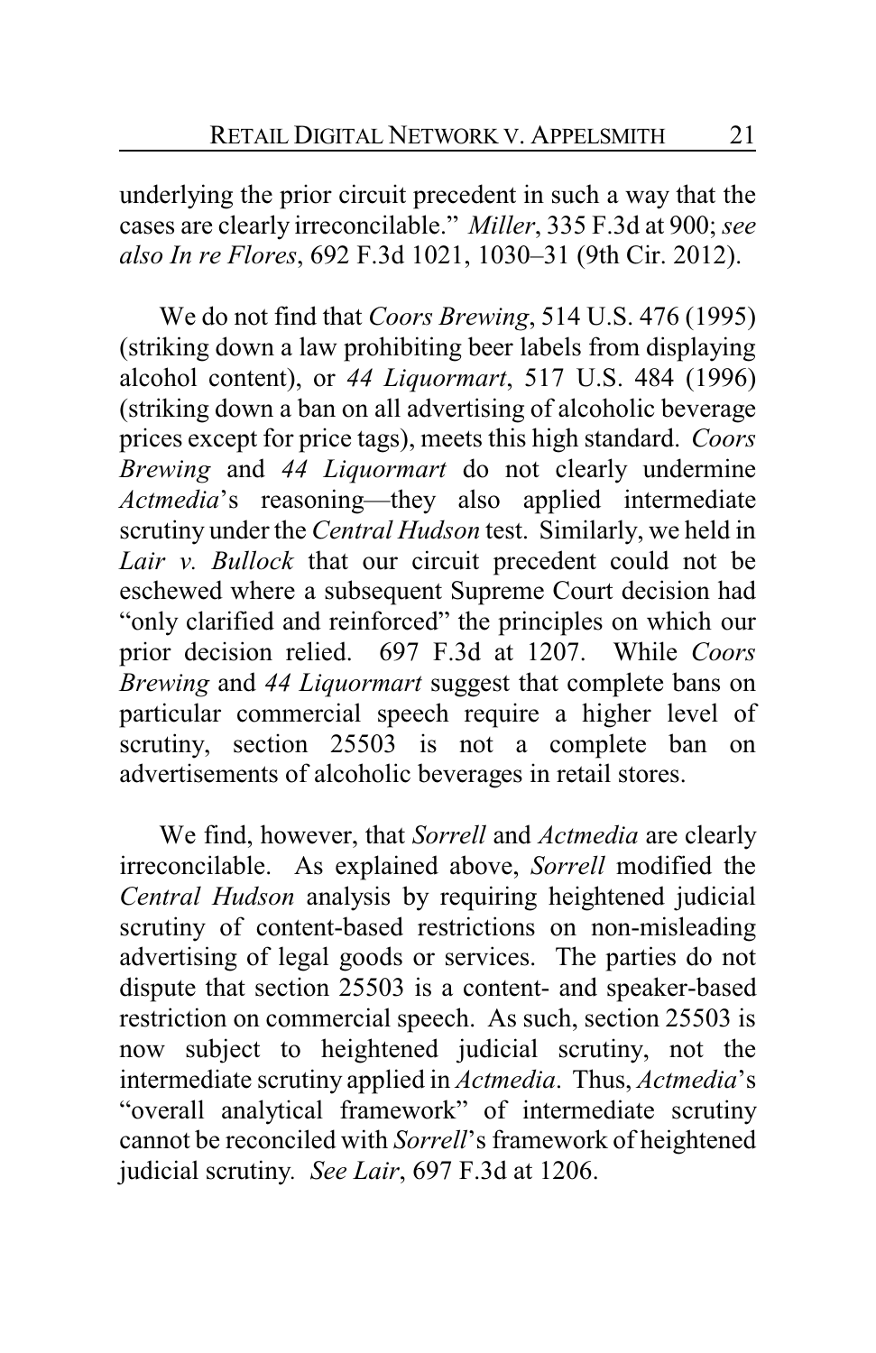underlying the prior circuit precedent in such a way that the cases are clearly irreconcilable." *Miller*, 335 F.3d at 900; *see also In re Flores*, 692 F.3d 1021, 1030–31 (9th Cir. 2012).

We do not find that *Coors Brewing*, 514 U.S. 476 (1995) (striking down a law prohibiting beer labels from displaying alcohol content), or *44 Liquormart*, 517 U.S. 484 (1996) (striking down a ban on all advertising of alcoholic beverage prices except for price tags), meets this high standard. *Coors Brewing* and *44 Liquormart* do not clearly undermine *Actmedia*'s reasoning—they also applied intermediate scrutiny under the *Central Hudson* test. Similarly, we held in *Lair v. Bullock* that our circuit precedent could not be eschewed where a subsequent Supreme Court decision had "only clarified and reinforced" the principles on which our prior decision relied. 697 F.3d at 1207. While *Coors Brewing* and *44 Liquormart* suggest that complete bans on particular commercial speech require a higher level of scrutiny, section 25503 is not a complete ban on advertisements of alcoholic beverages in retail stores.

We find, however, that *Sorrell* and *Actmedia* are clearly irreconcilable. As explained above, *Sorrell* modified the *Central Hudson* analysis by requiring heightened judicial scrutiny of content-based restrictions on non-misleading advertising of legal goods or services. The parties do not dispute that section 25503 is a content- and speaker-based restriction on commercial speech. As such, section 25503 is now subject to heightened judicial scrutiny, not the intermediate scrutiny applied in *Actmedia*. Thus, *Actmedia*'s "overall analytical framework" of intermediate scrutiny cannot be reconciled with *Sorrell*'s framework of heightened judicial scrutiny. *See Lair*, 697 F.3d at 1206.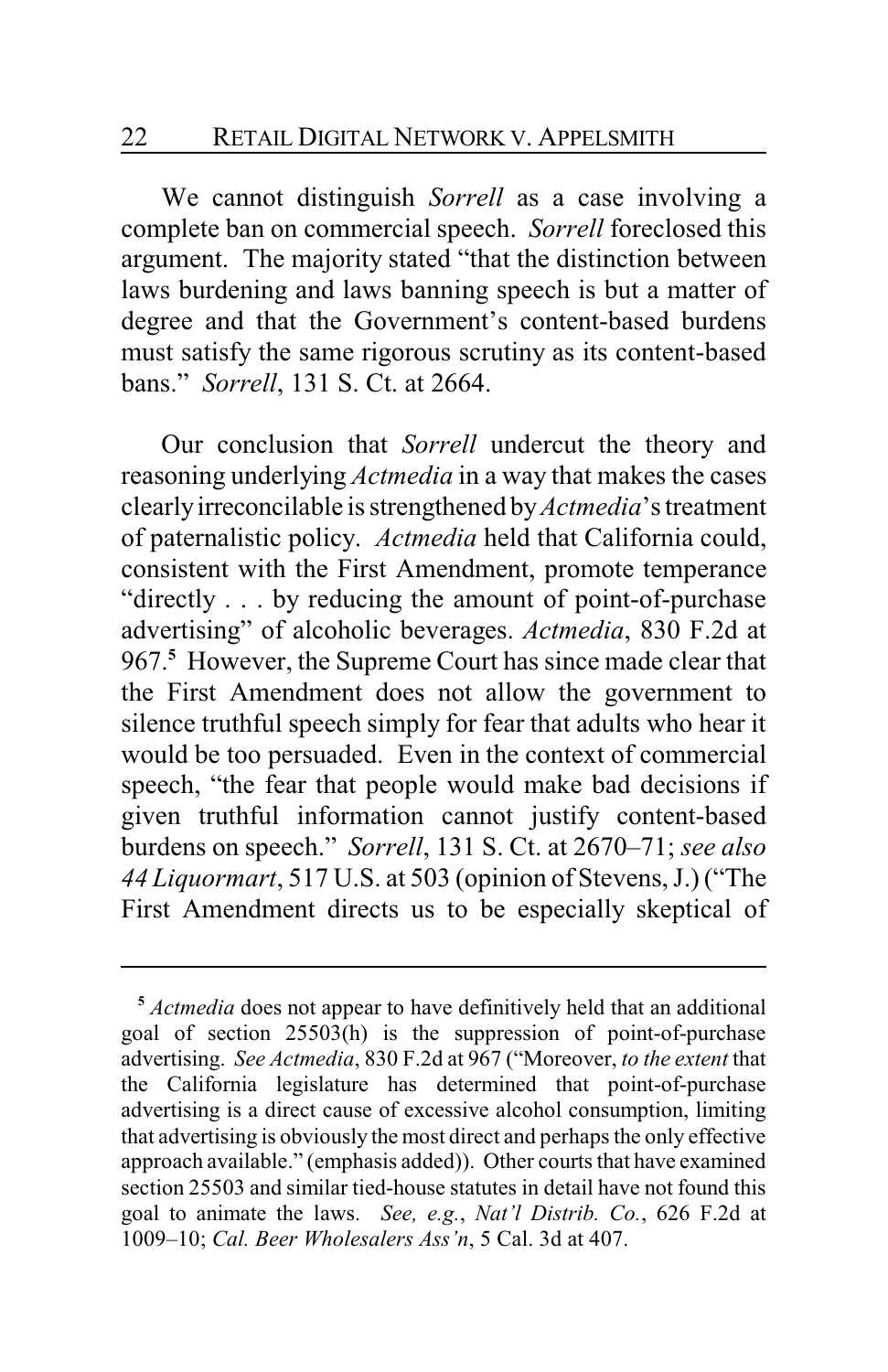We cannot distinguish *Sorrell* as a case involving a complete ban on commercial speech. *Sorrell* foreclosed this argument. The majority stated "that the distinction between laws burdening and laws banning speech is but a matter of degree and that the Government's content-based burdens must satisfy the same rigorous scrutiny as its content-based bans." *Sorrell*, 131 S. Ct. at 2664.

Our conclusion that *Sorrell* undercut the theory and reasoning underlying *Actmedia* in a way that makes the cases clearly irreconcilable is strengthened by *Actmedia*'s treatment of paternalistic policy. *Actmedia* held that California could, consistent with the First Amendment, promote temperance "directly . . . by reducing the amount of point-of-purchase advertising" of alcoholic beverages. *Actmedia*, 830 F.2d at 967.[5] However, the Supreme Court has since made clear that the First Amendment does not allow the government to silence truthful speech simply for fear that adults who hear it would be too persuaded. Even in the context of commercial speech, "the fear that people would make bad decisions if given truthful information cannot justify content-based burdens on speech." *Sorrell*, 131 S. Ct. at 2670–71; *see also 44 Liquormart*, 517 U.S. at 503 (opinion of Stevens, J.) ("The First Amendment directs us to be especially skeptical of

---

[5] *Actmedia* does not appear to have definitively held that an additional goal of section 25503(h) is the suppression of point-of-purchase advertising. *See Actmedia*, 830 F.2d at 967 ("Moreover, *to the extent* that the California legislature has determined that point-of-purchase advertising is a direct cause of excessive alcohol consumption, limiting that advertising is obviously the most direct and perhaps the only effective approach available." (emphasis added)). Other courts that have examined section 25503 and similar tied-house statutes in detail have not found this goal to animate the laws. *See, e.g.*, *Nat'l Distrib. Co.*, 626 F.2d at 1009–10; *Cal. Beer Wholesalers Ass'n*, 5 Cal. 3d at 407.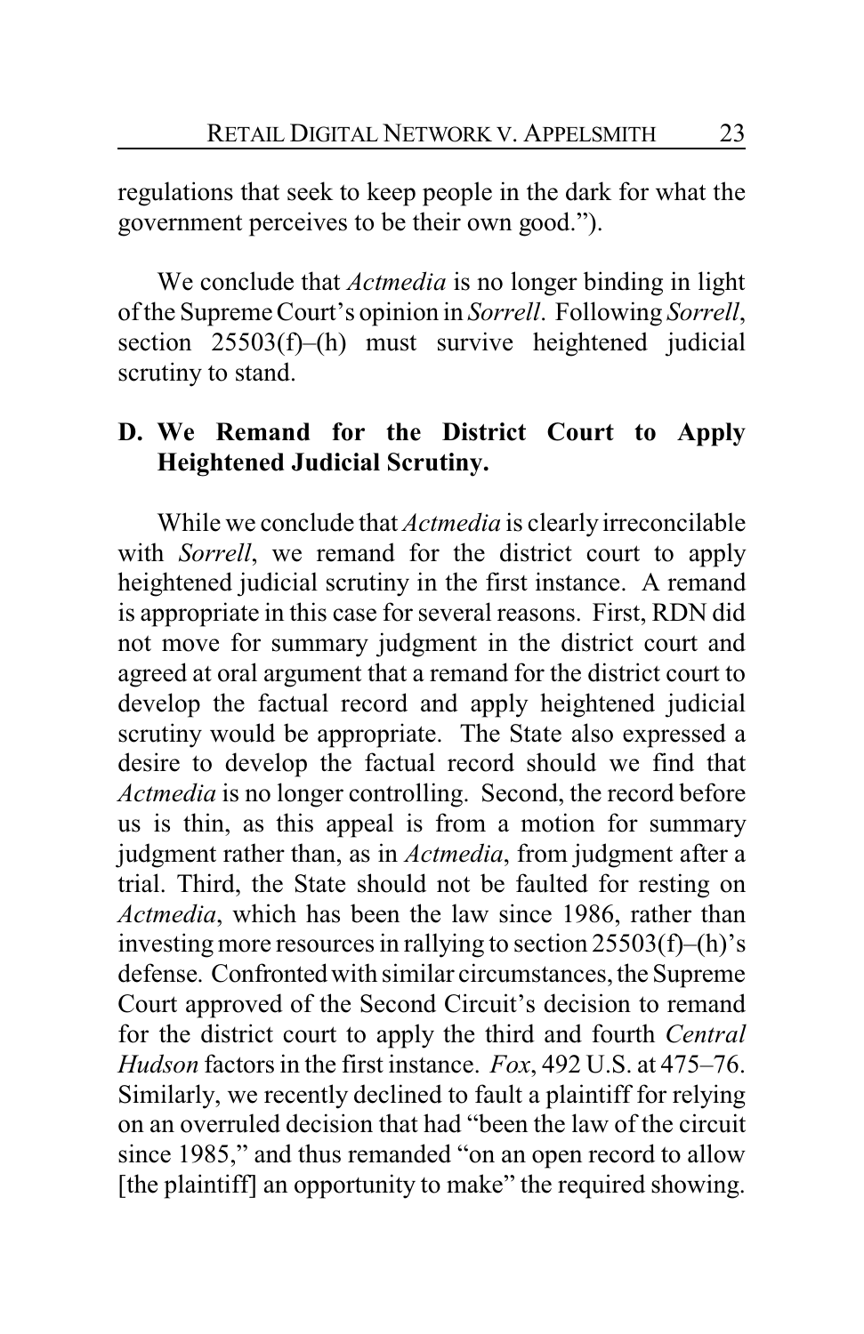regulations that seek to keep people in the dark for what the government perceives to be their own good.").

We conclude that *Actmedia* is no longer binding in light of the Supreme Court's opinion in *Sorrell*. Following *Sorrell*, section 25503(f)–(h) must survive heightened judicial scrutiny to stand.

### D. We Remand for the District Court to Apply Heightened Judicial Scrutiny.

While we conclude that *Actmedia* is clearly irreconcilable with *Sorrell*, we remand for the district court to apply heightened judicial scrutiny in the first instance. A remand is appropriate in this case for several reasons. First, RDN did not move for summary judgment in the district court and agreed at oral argument that a remand for the district court to develop the factual record and apply heightened judicial scrutiny would be appropriate. The State also expressed a desire to develop the factual record should we find that *Actmedia* is no longer controlling. Second, the record before us is thin, as this appeal is from a motion for summary judgment rather than, as in *Actmedia*, from judgment after a trial. Third, the State should not be faulted for resting on *Actmedia*, which has been the law since 1986, rather than investing more resources in rallying to section 25503(f)–(h)'s defense. Confronted with similar circumstances, the Supreme Court approved of the Second Circuit's decision to remand for the district court to apply the third and fourth *Central Hudson* factors in the first instance. *Fox*, 492 U.S. at 475–76. Similarly, we recently declined to fault a plaintiff for relying on an overruled decision that had "been the law of the circuit since 1985," and thus remanded "on an open record to allow [the plaintiff] an opportunity to make" the required showing.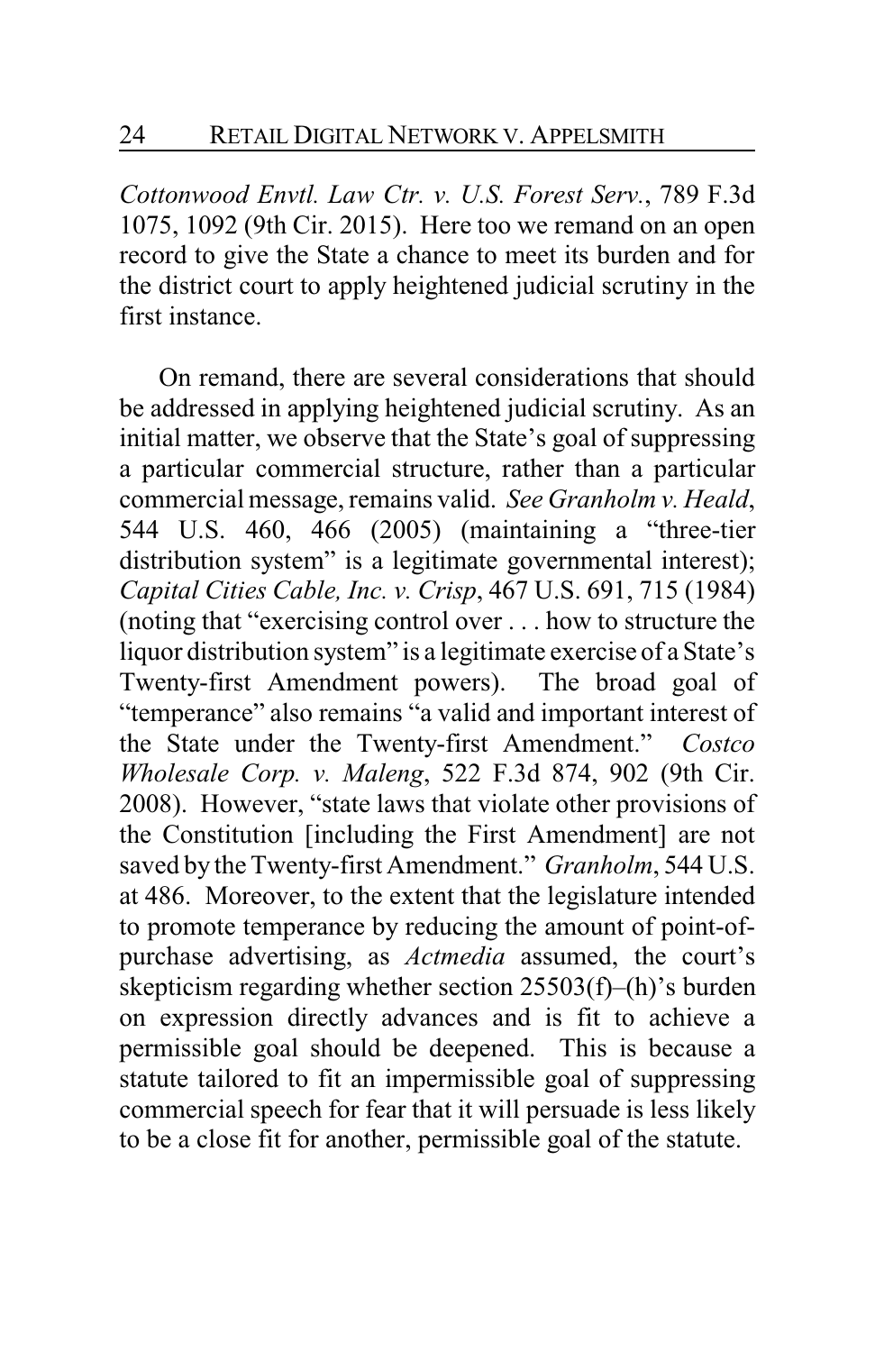*Cottonwood Envtl. Law Ctr. v. U.S. Forest Serv.*, 789 F.3d 1075, 1092 (9th Cir. 2015). Here too we remand on an open record to give the State a chance to meet its burden and for the district court to apply heightened judicial scrutiny in the first instance.

On remand, there are several considerations that should be addressed in applying heightened judicial scrutiny. As an initial matter, we observe that the State's goal of suppressing a particular commercial structure, rather than a particular commercial message, remains valid. *See Granholm v. Heald*, 544 U.S. 460, 466 (2005) (maintaining a "three-tier distribution system" is a legitimate governmental interest); *Capital Cities Cable, Inc. v. Crisp*, 467 U.S. 691, 715 (1984) (noting that "exercising control over . . . how to structure the liquor distribution system" is a legitimate exercise of a State's Twenty-first Amendment powers). The broad goal of "temperance" also remains "a valid and important interest of the State under the Twenty-first Amendment." *Costco Wholesale Corp. v. Maleng*, 522 F.3d 874, 902 (9th Cir. 2008). However, "state laws that violate other provisions of the Constitution [including the First Amendment] are not saved by the Twenty-first Amendment." *Granholm*, 544 U.S. at 486. Moreover, to the extent that the legislature intended to promote temperance by reducing the amount of point-of-purchase advertising, as *Actmedia* assumed, the court's skepticism regarding whether section 25503(f)–(h)'s burden on expression directly advances and is fit to achieve a permissible goal should be deepened. This is because a statute tailored to fit an impermissible goal of suppressing commercial speech for fear that it will persuade is less likely to be a close fit for another, permissible goal of the statute.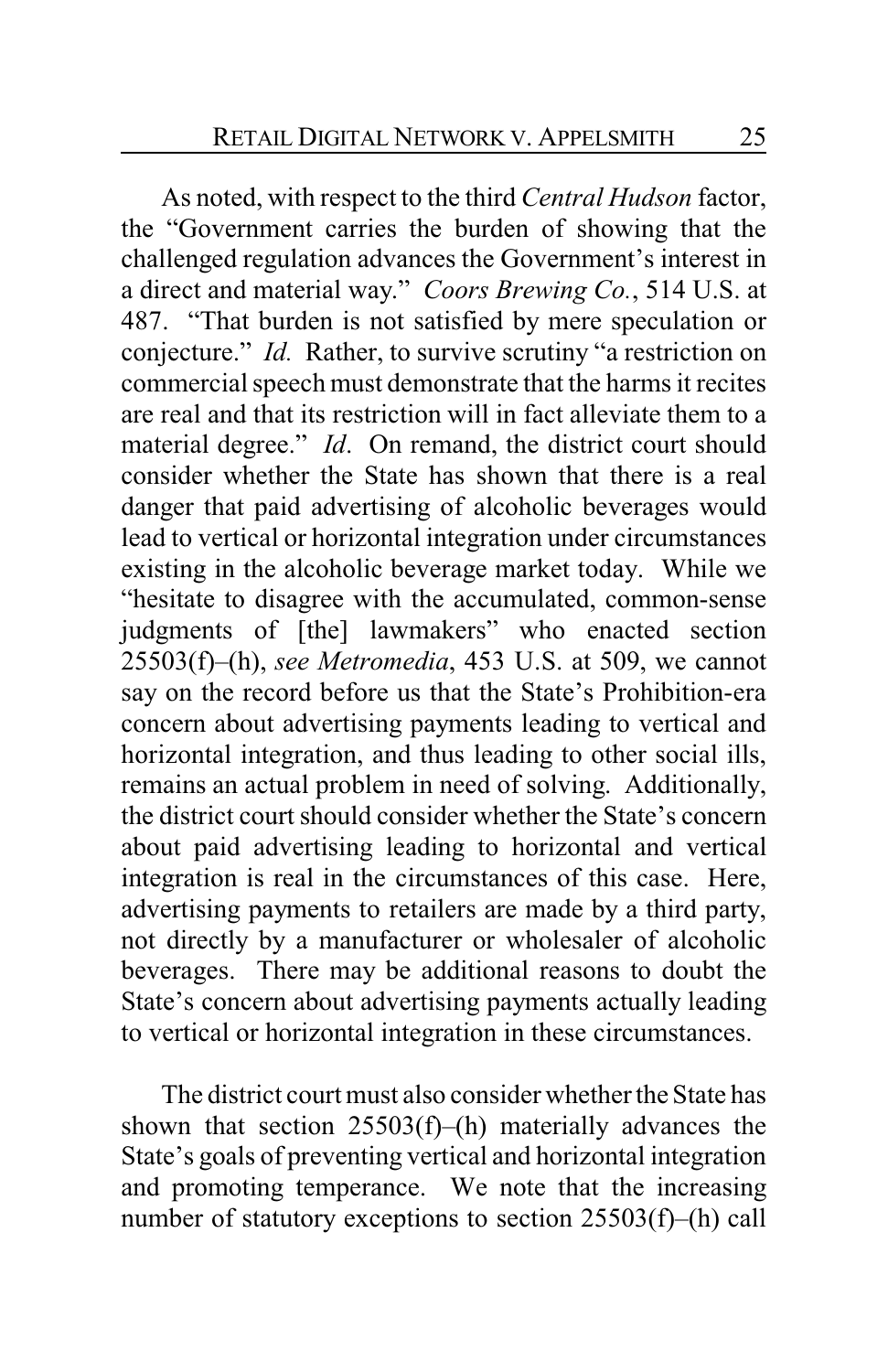As noted, with respect to the third *Central Hudson* factor, the "Government carries the burden of showing that the challenged regulation advances the Government's interest in a direct and material way." *Coors Brewing Co.*, 514 U.S. at 487. "That burden is not satisfied by mere speculation or conjecture." *Id.* Rather, to survive scrutiny "a restriction on commercial speech must demonstrate that the harms it recites are real and that its restriction will in fact alleviate them to a material degree." *Id*. On remand, the district court should consider whether the State has shown that there is a real danger that paid advertising of alcoholic beverages would lead to vertical or horizontal integration under circumstances existing in the alcoholic beverage market today. While we "hesitate to disagree with the accumulated, common-sense judgments of [the] lawmakers" who enacted section 25503(f)–(h), *see Metromedia*, 453 U.S. at 509, we cannot say on the record before us that the State's Prohibition-era concern about advertising payments leading to vertical and horizontal integration, and thus leading to other social ills, remains an actual problem in need of solving. Additionally, the district court should consider whether the State's concern about paid advertising leading to horizontal and vertical integration is real in the circumstances of this case. Here, advertising payments to retailers are made by a third party, not directly by a manufacturer or wholesaler of alcoholic beverages. There may be additional reasons to doubt the State's concern about advertising payments actually leading to vertical or horizontal integration in these circumstances.

The district court must also consider whether the State has shown that section 25503(f)–(h) materially advances the State's goals of preventing vertical and horizontal integration and promoting temperance. We note that the increasing number of statutory exceptions to section 25503(f)–(h) call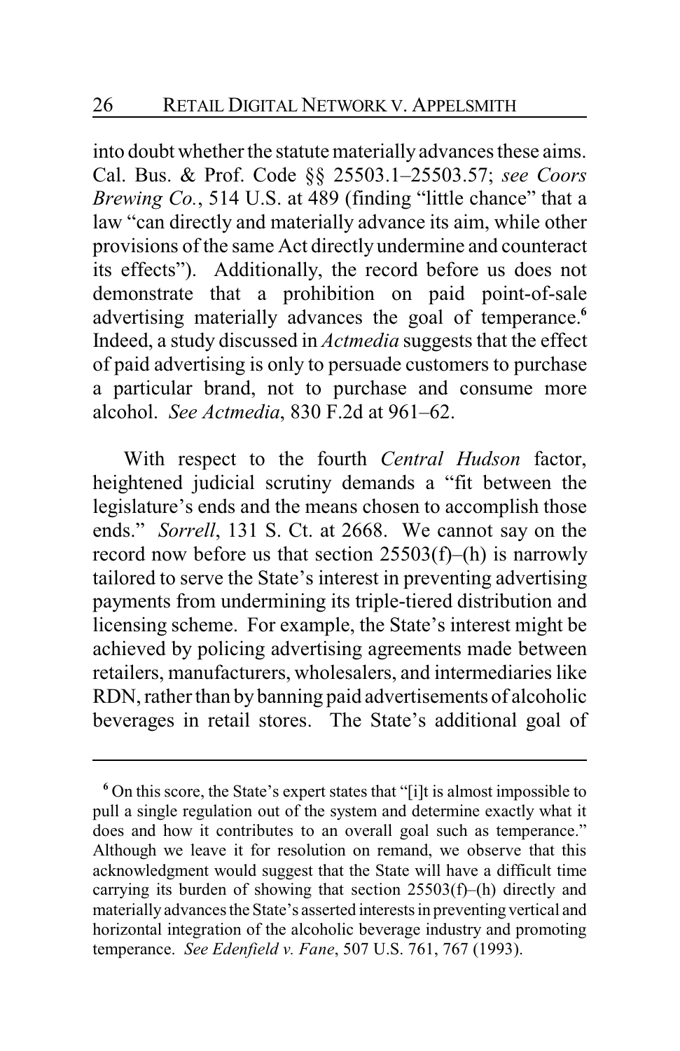into doubt whether the statute materially advances these aims. Cal. Bus. & Prof. Code §§ 25503.1–25503.57; *see Coors Brewing Co.*, 514 U.S. at 489 (finding "little chance" that a law "can directly and materially advance its aim, while other provisions of the same Act directly undermine and counteract its effects"). Additionally, the record before us does not demonstrate that a prohibition on paid point-of-sale advertising materially advances the goal of temperance.[6] Indeed, a study discussed in *Actmedia* suggests that the effect of paid advertising is only to persuade customers to purchase a particular brand, not to purchase and consume more alcohol. *See Actmedia*, 830 F.2d at 961–62.

With respect to the fourth *Central Hudson* factor, heightened judicial scrutiny demands a "fit between the legislature's ends and the means chosen to accomplish those ends." *Sorrell*, 131 S. Ct. at 2668. We cannot say on the record now before us that section 25503(f)–(h) is narrowly tailored to serve the State's interest in preventing advertising payments from undermining its triple-tiered distribution and licensing scheme. For example, the State's interest might be achieved by policing advertising agreements made between retailers, manufacturers, wholesalers, and intermediaries like RDN, rather than by banning paid advertisements of alcoholic beverages in retail stores. The State's additional goal of

---

[6] On this score, the State's expert states that "[i]t is almost impossible to pull a single regulation out of the system and determine exactly what it does and how it contributes to an overall goal such as temperance." Although we leave it for resolution on remand, we observe that this acknowledgment would suggest that the State will have a difficult time carrying its burden of showing that section 25503(f)–(h) directly and materially advances the State's asserted interests in preventing vertical and horizontal integration of the alcoholic beverage industry and promoting temperance. *See Edenfield v. Fane*, 507 U.S. 761, 767 (1993).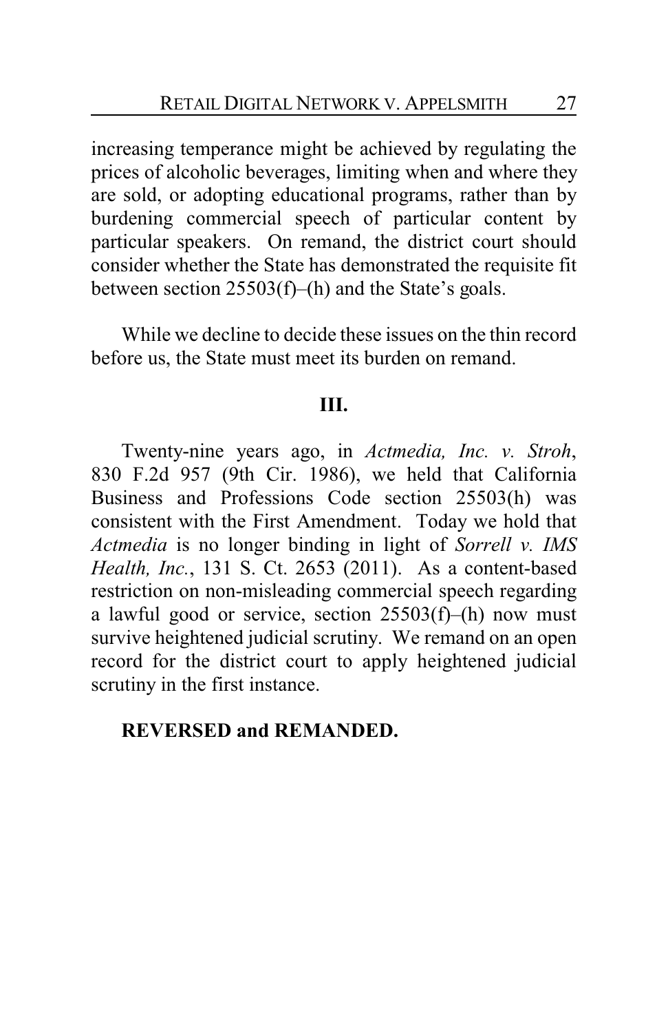increasing temperance might be achieved by regulating the prices of alcoholic beverages, limiting when and where they are sold, or adopting educational programs, rather than by burdening commercial speech of particular content by particular speakers. On remand, the district court should consider whether the State has demonstrated the requisite fit between section 25503(f)–(h) and the State's goals.

While we decline to decide these issues on the thin record before us, the State must meet its burden on remand.

### III.

Twenty-nine years ago, in *Actmedia, Inc. v. Stroh*, 830 F.2d 957 (9th Cir. 1986), we held that California Business and Professions Code section 25503(h) was consistent with the First Amendment. Today we hold that *Actmedia* is no longer binding in light of *Sorrell v. IMS Health, Inc.*, 131 S. Ct. 2653 (2011). As a content-based restriction on non-misleading commercial speech regarding a lawful good or service, section 25503(f)–(h) now must survive heightened judicial scrutiny. We remand on an open record for the district court to apply heightened judicial scrutiny in the first instance.

**REVERSED and REMANDED.**